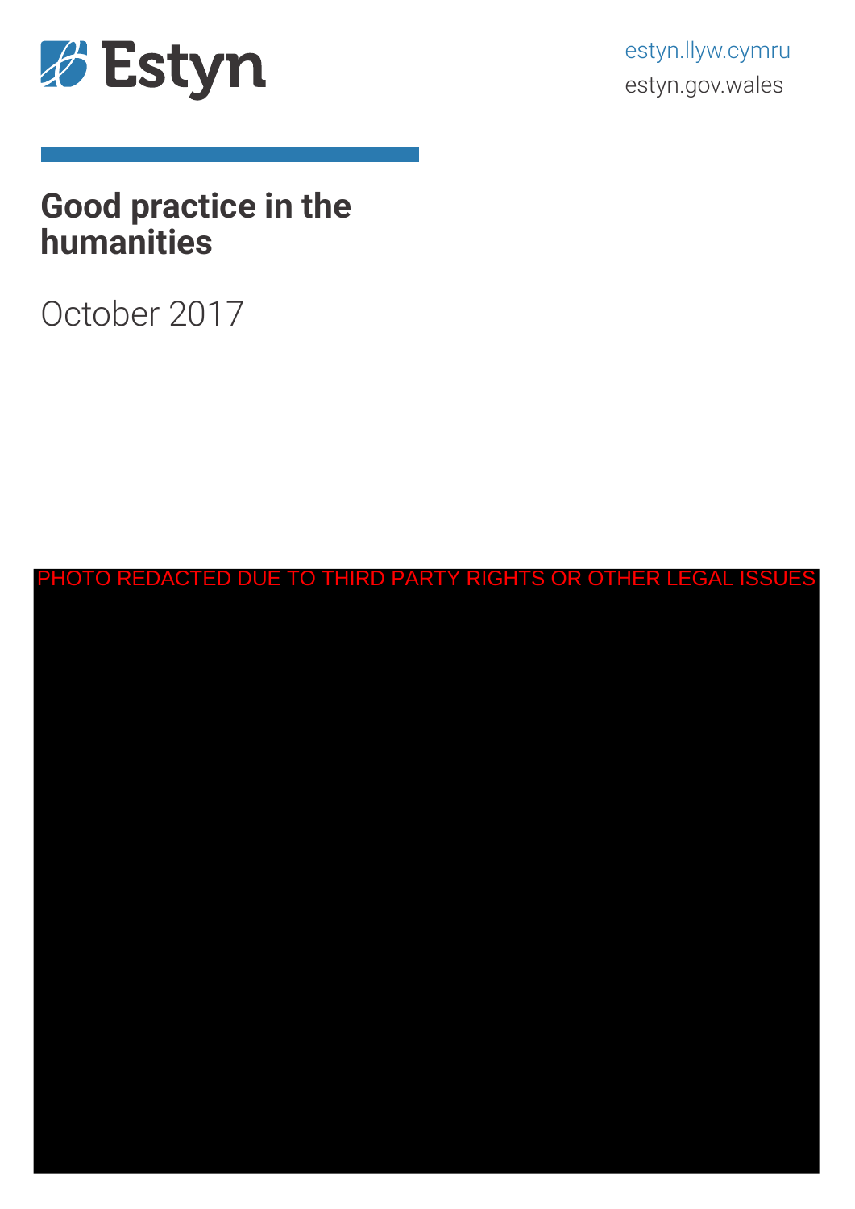Estyn

estyn.llyw.cymru
estyn.gov.wales

# Good practice in the humanities

October 2017

PHOTO REDACTED DUE TO THIRD PARTY RIGHTS OR OTHER LEGAL ISSUES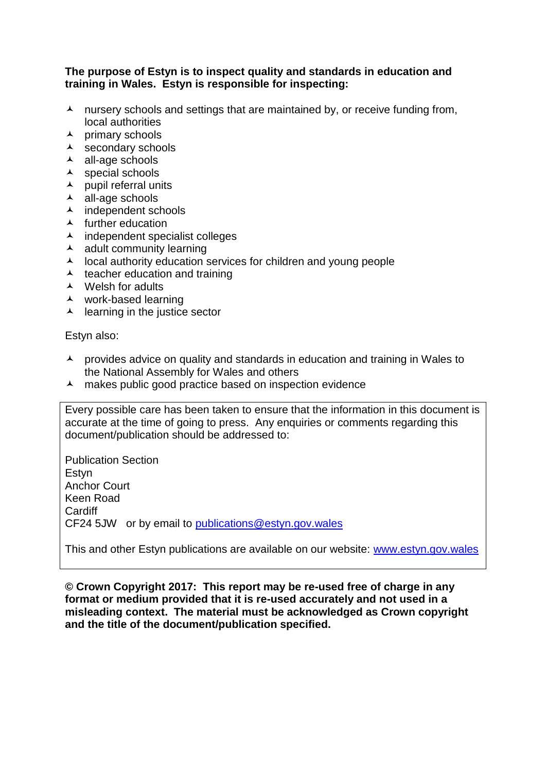**The purpose of Estyn is to inspect quality and standards in education and training in Wales. Estyn is responsible for inspecting:**

- nursery schools and settings that are maintained by, or receive funding from, local authorities
- primary schools
- secondary schools
- all-age schools
- special schools
- pupil referral units
- all-age schools
- independent schools
- further education
- independent specialist colleges
- adult community learning
- local authority education services for children and young people
- teacher education and training
- Welsh for adults
- work-based learning
- learning in the justice sector

Estyn also:

- provides advice on quality and standards in education and training in Wales to the National Assembly for Wales and others
- makes public good practice based on inspection evidence

Every possible care has been taken to ensure that the information in this document is accurate at the time of going to press. Any enquiries or comments regarding this document/publication should be addressed to:

Publication Section
Estyn
Anchor Court
Keen Road
Cardiff
CF24 5JW or by email to publications@estyn.gov.wales

This and other Estyn publications are available on our website: www.estyn.gov.wales

**© Crown Copyright 2017: This report may be re-used free of charge in any format or medium provided that it is re-used accurately and not used in a misleading context. The material must be acknowledged as Crown copyright and the title of the document/publication specified.**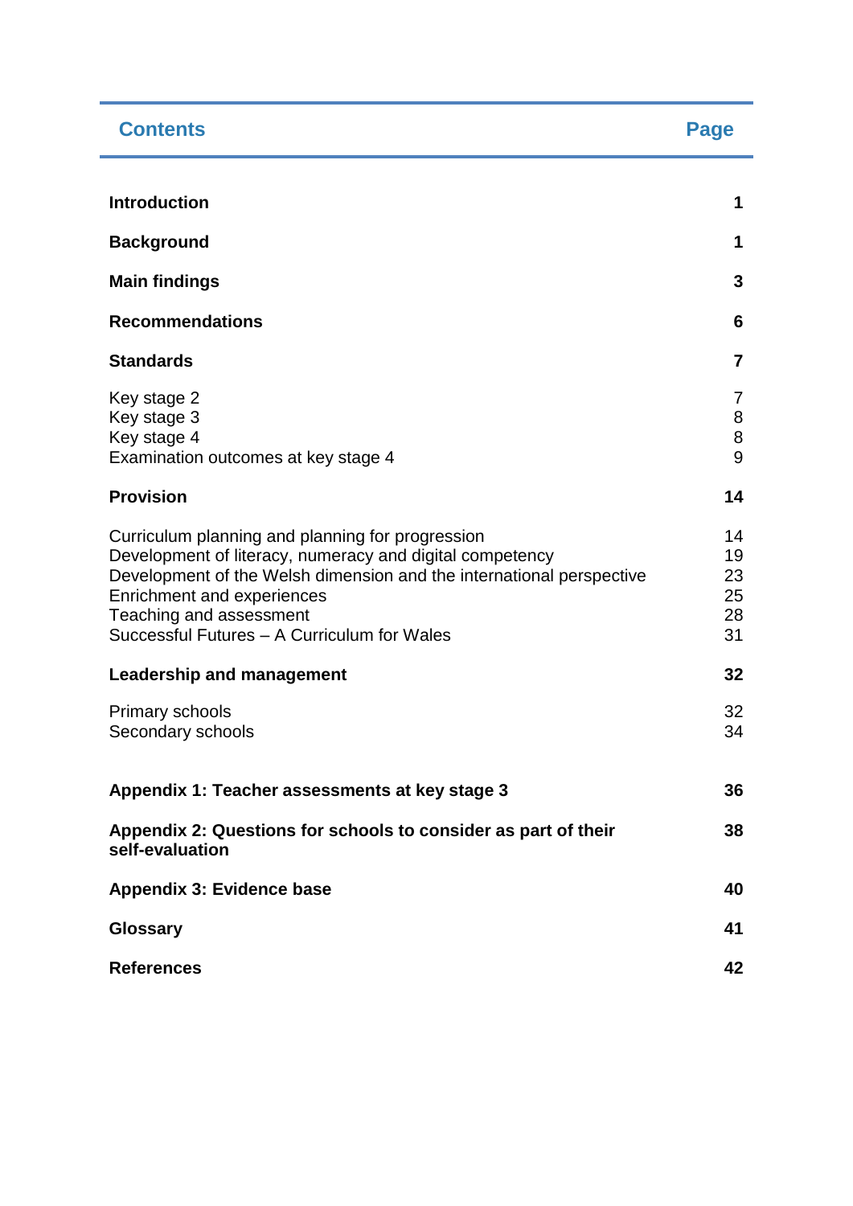| Contents | Page |
|---|---|
| **Introduction** | **1** |
| **Background** | **1** |
| **Main findings** | **3** |
| **Recommendations** | **6** |
| **Standards** | **7** |
| Key stage 2 | 7 |
| Key stage 3 | 8 |
| Key stage 4 | 8 |
| Examination outcomes at key stage 4 | 9 |
| **Provision** | **14** |
| Curriculum planning and planning for progression | 14 |
| Development of literacy, numeracy and digital competency | 19 |
| Development of the Welsh dimension and the international perspective | 23 |
| Enrichment and experiences | 25 |
| Teaching and assessment | 28 |
| Successful Futures – A Curriculum for Wales | 31 |
| **Leadership and management** | **32** |
| Primary schools | 32 |
| Secondary schools | 34 |
| **Appendix 1: Teacher assessments at key stage 3** | **36** |
| **Appendix 2: Questions for schools to consider as part of their self-evaluation** | **38** |
| **Appendix 3: Evidence base** | **40** |
| **Glossary** | **41** |
| **References** | **42** |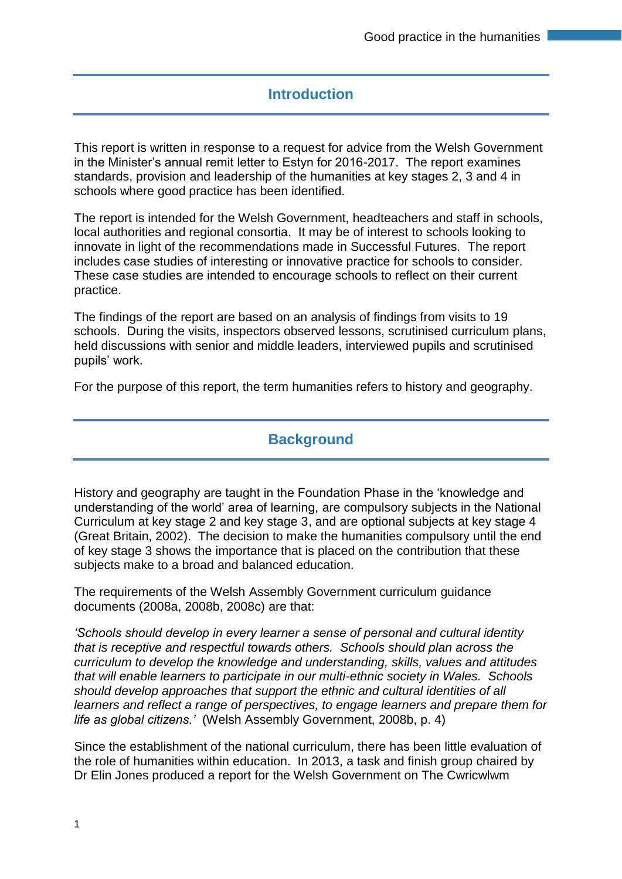## Introduction

This report is written in response to a request for advice from the Welsh Government in the Minister's annual remit letter to Estyn for 2016-2017. The report examines standards, provision and leadership of the humanities at key stages 2, 3 and 4 in schools where good practice has been identified.

The report is intended for the Welsh Government, headteachers and staff in schools, local authorities and regional consortia. It may be of interest to schools looking to innovate in light of the recommendations made in Successful Futures. The report includes case studies of interesting or innovative practice for schools to consider. These case studies are intended to encourage schools to reflect on their current practice.

The findings of the report are based on an analysis of findings from visits to 19 schools. During the visits, inspectors observed lessons, scrutinised curriculum plans, held discussions with senior and middle leaders, interviewed pupils and scrutinised pupils' work.

For the purpose of this report, the term humanities refers to history and geography.

## Background

History and geography are taught in the Foundation Phase in the 'knowledge and understanding of the world' area of learning, are compulsory subjects in the National Curriculum at key stage 2 and key stage 3, and are optional subjects at key stage 4 (Great Britain, 2002). The decision to make the humanities compulsory until the end of key stage 3 shows the importance that is placed on the contribution that these subjects make to a broad and balanced education.

The requirements of the Welsh Assembly Government curriculum guidance documents (2008a, 2008b, 2008c) are that:

*'Schools should develop in every learner a sense of personal and cultural identity that is receptive and respectful towards others. Schools should plan across the curriculum to develop the knowledge and understanding, skills, values and attitudes that will enable learners to participate in our multi-ethnic society in Wales. Schools should develop approaches that support the ethnic and cultural identities of all learners and reflect a range of perspectives, to engage learners and prepare them for life as global citizens.'* (Welsh Assembly Government, 2008b, p. 4)

Since the establishment of the national curriculum, there has been little evaluation of the role of humanities within education. In 2013, a task and finish group chaired by Dr Elin Jones produced a report for the Welsh Government on The Cwricwlwm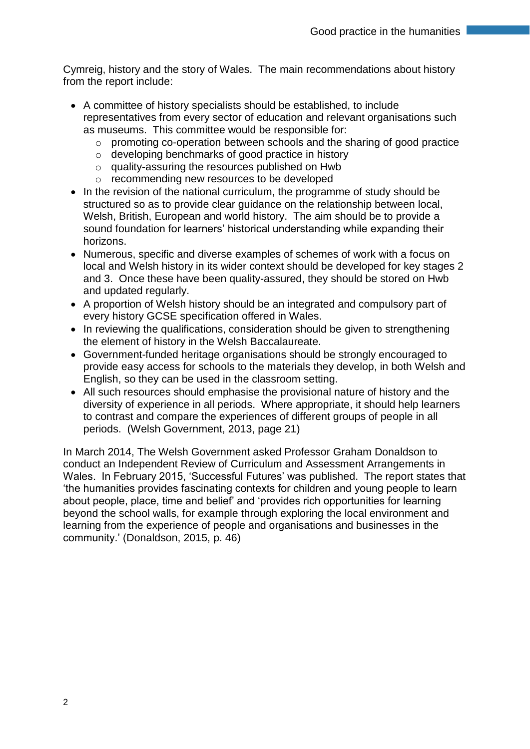Cymreig, history and the story of Wales. The main recommendations about history from the report include:

- A committee of history specialists should be established, to include representatives from every sector of education and relevant organisations such as museums. This committee would be responsible for:
  - promoting co-operation between schools and the sharing of good practice
  - developing benchmarks of good practice in history
  - quality-assuring the resources published on Hwb
  - recommending new resources to be developed
- In the revision of the national curriculum, the programme of study should be structured so as to provide clear guidance on the relationship between local, Welsh, British, European and world history. The aim should be to provide a sound foundation for learners' historical understanding while expanding their horizons.
- Numerous, specific and diverse examples of schemes of work with a focus on local and Welsh history in its wider context should be developed for key stages 2 and 3. Once these have been quality-assured, they should be stored on Hwb and updated regularly.
- A proportion of Welsh history should be an integrated and compulsory part of every history GCSE specification offered in Wales.
- In reviewing the qualifications, consideration should be given to strengthening the element of history in the Welsh Baccalaureate.
- Government-funded heritage organisations should be strongly encouraged to provide easy access for schools to the materials they develop, in both Welsh and English, so they can be used in the classroom setting.
- All such resources should emphasise the provisional nature of history and the diversity of experience in all periods. Where appropriate, it should help learners to contrast and compare the experiences of different groups of people in all periods. (Welsh Government, 2013, page 21)

In March 2014, The Welsh Government asked Professor Graham Donaldson to conduct an Independent Review of Curriculum and Assessment Arrangements in Wales. In February 2015, 'Successful Futures' was published. The report states that 'the humanities provides fascinating contexts for children and young people to learn about people, place, time and belief' and 'provides rich opportunities for learning beyond the school walls, for example through exploring the local environment and learning from the experience of people and organisations and businesses in the community.' (Donaldson, 2015, p. 46)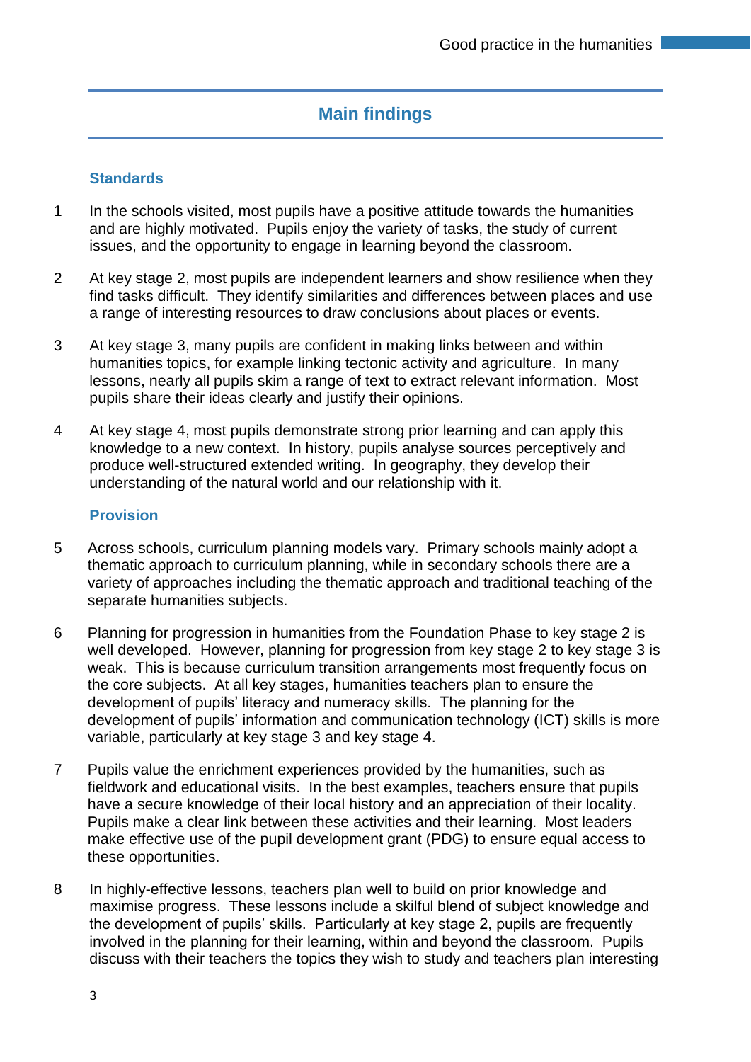## Main findings

### Standards

1. In the schools visited, most pupils have a positive attitude towards the humanities and are highly motivated. Pupils enjoy the variety of tasks, the study of current issues, and the opportunity to engage in learning beyond the classroom.

2. At key stage 2, most pupils are independent learners and show resilience when they find tasks difficult. They identify similarities and differences between places and use a range of interesting resources to draw conclusions about places or events.

3. At key stage 3, many pupils are confident in making links between and within humanities topics, for example linking tectonic activity and agriculture. In many lessons, nearly all pupils skim a range of text to extract relevant information. Most pupils share their ideas clearly and justify their opinions.

4. At key stage 4, most pupils demonstrate strong prior learning and can apply this knowledge to a new context. In history, pupils analyse sources perceptively and produce well-structured extended writing. In geography, they develop their understanding of the natural world and our relationship with it.

### Provision

5. Across schools, curriculum planning models vary. Primary schools mainly adopt a thematic approach to curriculum planning, while in secondary schools there are a variety of approaches including the thematic approach and traditional teaching of the separate humanities subjects.

6. Planning for progression in humanities from the Foundation Phase to key stage 2 is well developed. However, planning for progression from key stage 2 to key stage 3 is weak. This is because curriculum transition arrangements most frequently focus on the core subjects. At all key stages, humanities teachers plan to ensure the development of pupils' literacy and numeracy skills. The planning for the development of pupils' information and communication technology (ICT) skills is more variable, particularly at key stage 3 and key stage 4.

7. Pupils value the enrichment experiences provided by the humanities, such as fieldwork and educational visits. In the best examples, teachers ensure that pupils have a secure knowledge of their local history and an appreciation of their locality. Pupils make a clear link between these activities and their learning. Most leaders make effective use of the pupil development grant (PDG) to ensure equal access to these opportunities.

8. In highly-effective lessons, teachers plan well to build on prior knowledge and maximise progress. These lessons include a skilful blend of subject knowledge and the development of pupils' skills. Particularly at key stage 2, pupils are frequently involved in the planning for their learning, within and beyond the classroom. Pupils discuss with their teachers the topics they wish to study and teachers plan interesting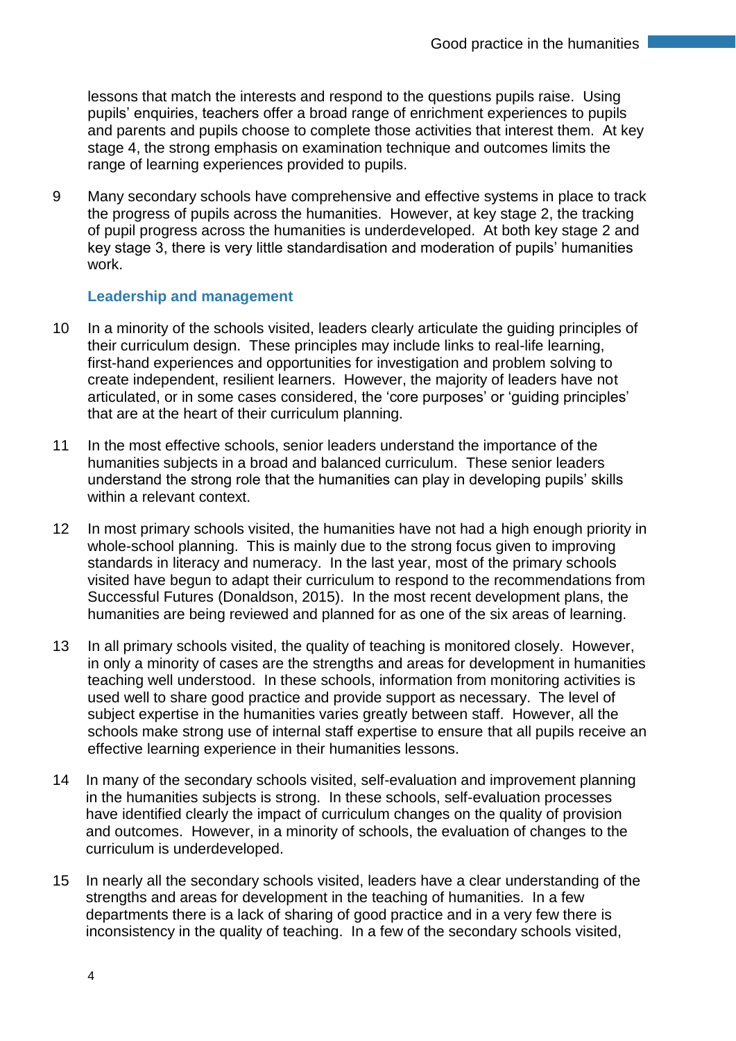lessons that match the interests and respond to the questions pupils raise. Using pupils' enquiries, teachers offer a broad range of enrichment experiences to pupils and parents and pupils choose to complete those activities that interest them. At key stage 4, the strong emphasis on examination technique and outcomes limits the range of learning experiences provided to pupils.

9 Many secondary schools have comprehensive and effective systems in place to track the progress of pupils across the humanities. However, at key stage 2, the tracking of pupil progress across the humanities is underdeveloped. At both key stage 2 and key stage 3, there is very little standardisation and moderation of pupils' humanities work.

### Leadership and management

10 In a minority of the schools visited, leaders clearly articulate the guiding principles of their curriculum design. These principles may include links to real-life learning, first-hand experiences and opportunities for investigation and problem solving to create independent, resilient learners. However, the majority of leaders have not articulated, or in some cases considered, the 'core purposes' or 'guiding principles' that are at the heart of their curriculum planning.

11 In the most effective schools, senior leaders understand the importance of the humanities subjects in a broad and balanced curriculum. These senior leaders understand the strong role that the humanities can play in developing pupils' skills within a relevant context.

12 In most primary schools visited, the humanities have not had a high enough priority in whole-school planning. This is mainly due to the strong focus given to improving standards in literacy and numeracy. In the last year, most of the primary schools visited have begun to adapt their curriculum to respond to the recommendations from Successful Futures (Donaldson, 2015). In the most recent development plans, the humanities are being reviewed and planned for as one of the six areas of learning.

13 In all primary schools visited, the quality of teaching is monitored closely. However, in only a minority of cases are the strengths and areas for development in humanities teaching well understood. In these schools, information from monitoring activities is used well to share good practice and provide support as necessary. The level of subject expertise in the humanities varies greatly between staff. However, all the schools make strong use of internal staff expertise to ensure that all pupils receive an effective learning experience in their humanities lessons.

14 In many of the secondary schools visited, self-evaluation and improvement planning in the humanities subjects is strong. In these schools, self-evaluation processes have identified clearly the impact of curriculum changes on the quality of provision and outcomes. However, in a minority of schools, the evaluation of changes to the curriculum is underdeveloped.

15 In nearly all the secondary schools visited, leaders have a clear understanding of the strengths and areas for development in the teaching of humanities. In a few departments there is a lack of sharing of good practice and in a very few there is inconsistency in the quality of teaching. In a few of the secondary schools visited,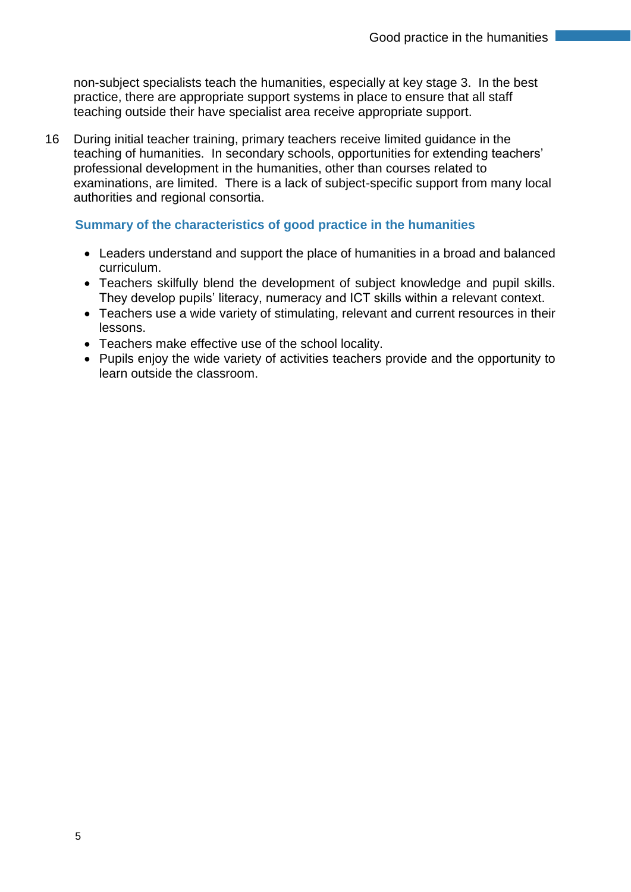non-subject specialists teach the humanities, especially at key stage 3. In the best practice, there are appropriate support systems in place to ensure that all staff teaching outside their have specialist area receive appropriate support.

16 During initial teacher training, primary teachers receive limited guidance in the teaching of humanities. In secondary schools, opportunities for extending teachers' professional development in the humanities, other than courses related to examinations, are limited. There is a lack of subject-specific support from many local authorities and regional consortia.

### Summary of the characteristics of good practice in the humanities

- Leaders understand and support the place of humanities in a broad and balanced curriculum.
- Teachers skilfully blend the development of subject knowledge and pupil skills. They develop pupils' literacy, numeracy and ICT skills within a relevant context.
- Teachers use a wide variety of stimulating, relevant and current resources in their lessons.
- Teachers make effective use of the school locality.
- Pupils enjoy the wide variety of activities teachers provide and the opportunity to learn outside the classroom.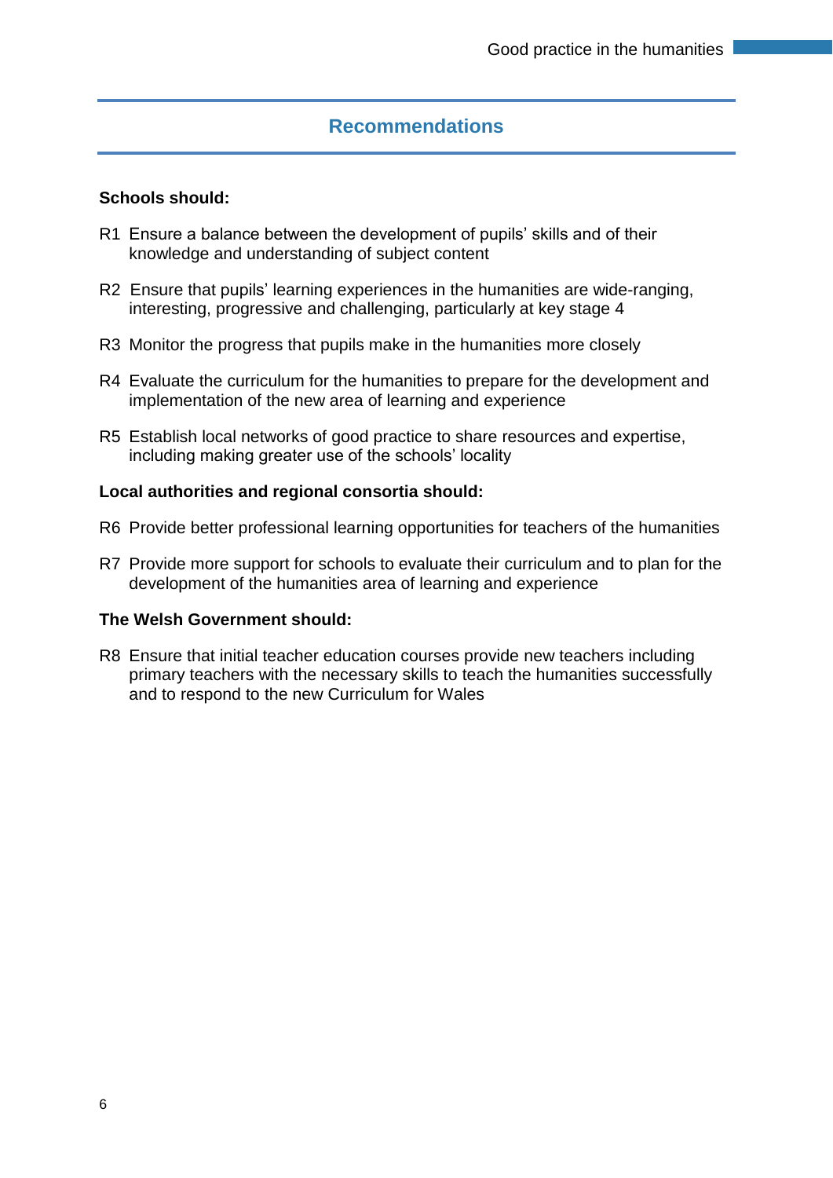## Recommendations

**Schools should:**

R1 Ensure a balance between the development of pupils' skills and of their knowledge and understanding of subject content

R2 Ensure that pupils' learning experiences in the humanities are wide-ranging, interesting, progressive and challenging, particularly at key stage 4

R3 Monitor the progress that pupils make in the humanities more closely

R4 Evaluate the curriculum for the humanities to prepare for the development and implementation of the new area of learning and experience

R5 Establish local networks of good practice to share resources and expertise, including making greater use of the schools' locality

**Local authorities and regional consortia should:**

R6 Provide better professional learning opportunities for teachers of the humanities

R7 Provide more support for schools to evaluate their curriculum and to plan for the development of the humanities area of learning and experience

**The Welsh Government should:**

R8 Ensure that initial teacher education courses provide new teachers including primary teachers with the necessary skills to teach the humanities successfully and to respond to the new Curriculum for Wales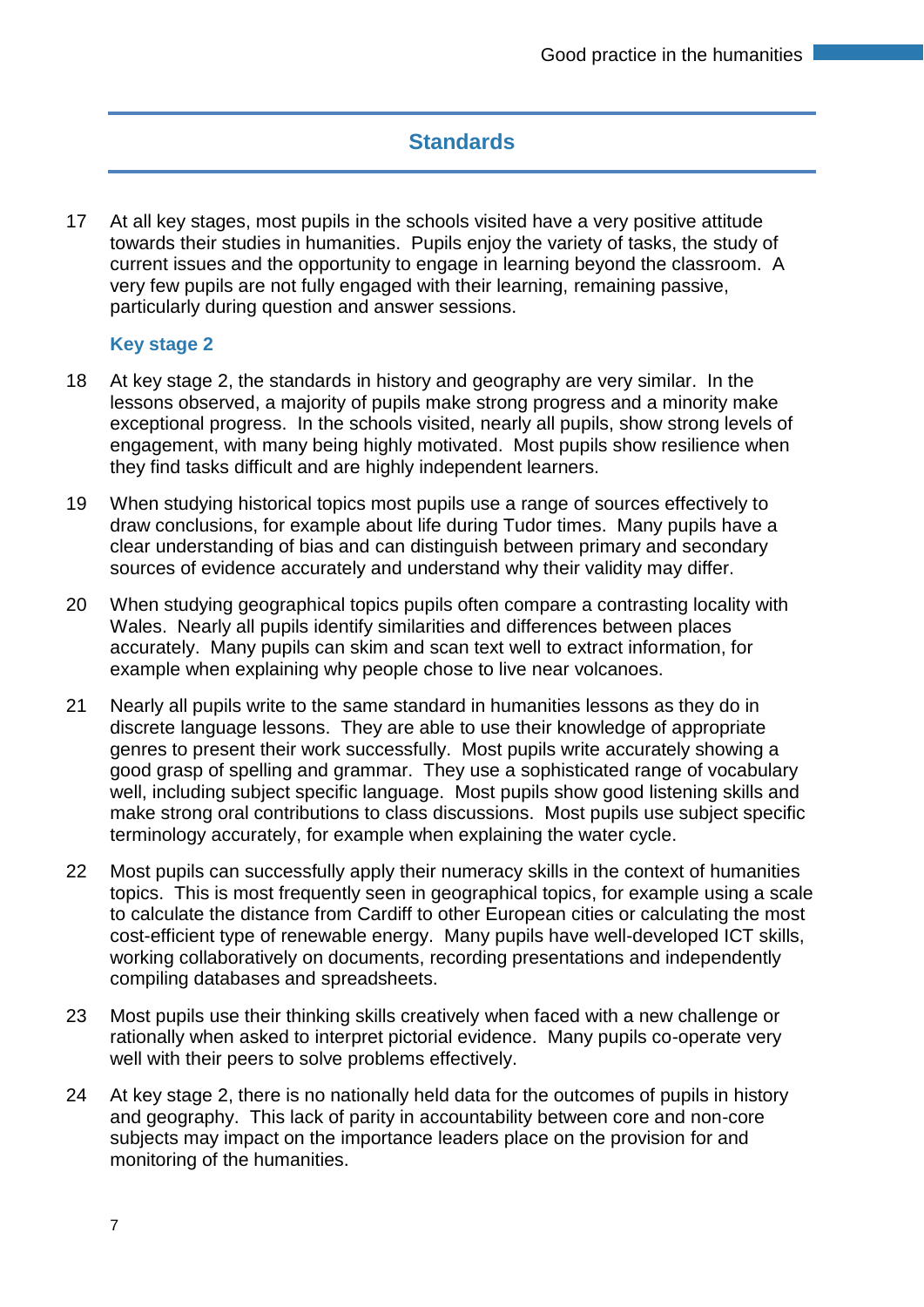## Standards

17 At all key stages, most pupils in the schools visited have a very positive attitude towards their studies in humanities. Pupils enjoy the variety of tasks, the study of current issues and the opportunity to engage in learning beyond the classroom. A very few pupils are not fully engaged with their learning, remaining passive, particularly during question and answer sessions.

### Key stage 2

18 At key stage 2, the standards in history and geography are very similar. In the lessons observed, a majority of pupils make strong progress and a minority make exceptional progress. In the schools visited, nearly all pupils, show strong levels of engagement, with many being highly motivated. Most pupils show resilience when they find tasks difficult and are highly independent learners.

19 When studying historical topics most pupils use a range of sources effectively to draw conclusions, for example about life during Tudor times. Many pupils have a clear understanding of bias and can distinguish between primary and secondary sources of evidence accurately and understand why their validity may differ.

20 When studying geographical topics pupils often compare a contrasting locality with Wales. Nearly all pupils identify similarities and differences between places accurately. Many pupils can skim and scan text well to extract information, for example when explaining why people chose to live near volcanoes.

21 Nearly all pupils write to the same standard in humanities lessons as they do in discrete language lessons. They are able to use their knowledge of appropriate genres to present their work successfully. Most pupils write accurately showing a good grasp of spelling and grammar. They use a sophisticated range of vocabulary well, including subject specific language. Most pupils show good listening skills and make strong oral contributions to class discussions. Most pupils use subject specific terminology accurately, for example when explaining the water cycle.

22 Most pupils can successfully apply their numeracy skills in the context of humanities topics. This is most frequently seen in geographical topics, for example using a scale to calculate the distance from Cardiff to other European cities or calculating the most cost-efficient type of renewable energy. Many pupils have well-developed ICT skills, working collaboratively on documents, recording presentations and independently compiling databases and spreadsheets.

23 Most pupils use their thinking skills creatively when faced with a new challenge or rationally when asked to interpret pictorial evidence. Many pupils co-operate very well with their peers to solve problems effectively.

24 At key stage 2, there is no nationally held data for the outcomes of pupils in history and geography. This lack of parity in accountability between core and non-core subjects may impact on the importance leaders place on the provision for and monitoring of the humanities.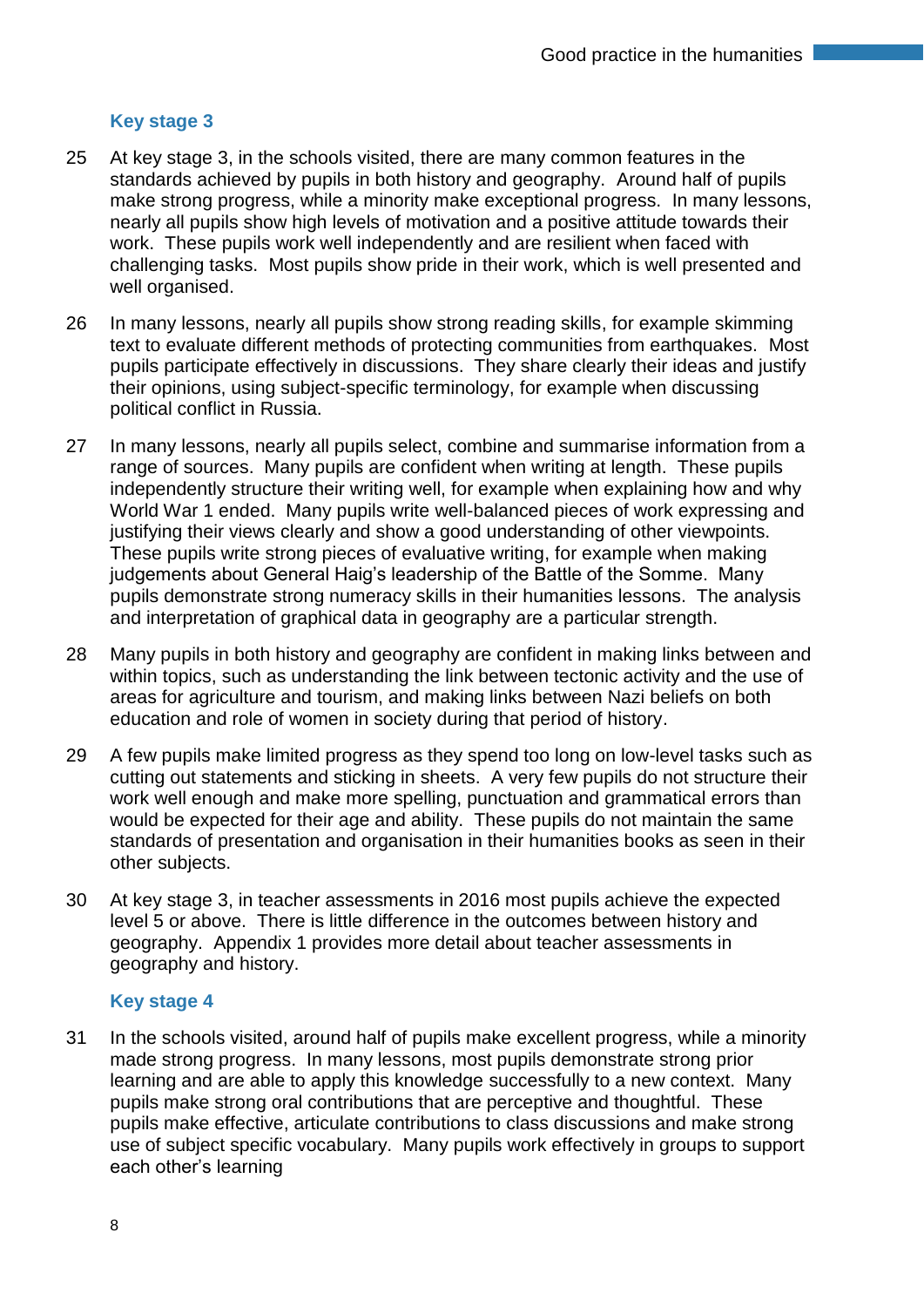### Key stage 3

25 At key stage 3, in the schools visited, there are many common features in the standards achieved by pupils in both history and geography. Around half of pupils make strong progress, while a minority make exceptional progress. In many lessons, nearly all pupils show high levels of motivation and a positive attitude towards their work. These pupils work well independently and are resilient when faced with challenging tasks. Most pupils show pride in their work, which is well presented and well organised.

26 In many lessons, nearly all pupils show strong reading skills, for example skimming text to evaluate different methods of protecting communities from earthquakes. Most pupils participate effectively in discussions. They share clearly their ideas and justify their opinions, using subject-specific terminology, for example when discussing political conflict in Russia.

27 In many lessons, nearly all pupils select, combine and summarise information from a range of sources. Many pupils are confident when writing at length. These pupils independently structure their writing well, for example when explaining how and why World War 1 ended. Many pupils write well-balanced pieces of work expressing and justifying their views clearly and show a good understanding of other viewpoints. These pupils write strong pieces of evaluative writing, for example when making judgements about General Haig's leadership of the Battle of the Somme. Many pupils demonstrate strong numeracy skills in their humanities lessons. The analysis and interpretation of graphical data in geography are a particular strength.

28 Many pupils in both history and geography are confident in making links between and within topics, such as understanding the link between tectonic activity and the use of areas for agriculture and tourism, and making links between Nazi beliefs on both education and role of women in society during that period of history.

29 A few pupils make limited progress as they spend too long on low-level tasks such as cutting out statements and sticking in sheets. A very few pupils do not structure their work well enough and make more spelling, punctuation and grammatical errors than would be expected for their age and ability. These pupils do not maintain the same standards of presentation and organisation in their humanities books as seen in their other subjects.

30 At key stage 3, in teacher assessments in 2016 most pupils achieve the expected level 5 or above. There is little difference in the outcomes between history and geography. Appendix 1 provides more detail about teacher assessments in geography and history.

### Key stage 4

31 In the schools visited, around half of pupils make excellent progress, while a minority made strong progress. In many lessons, most pupils demonstrate strong prior learning and are able to apply this knowledge successfully to a new context. Many pupils make strong oral contributions that are perceptive and thoughtful. These pupils make effective, articulate contributions to class discussions and make strong use of subject specific vocabulary. Many pupils work effectively in groups to support each other's learning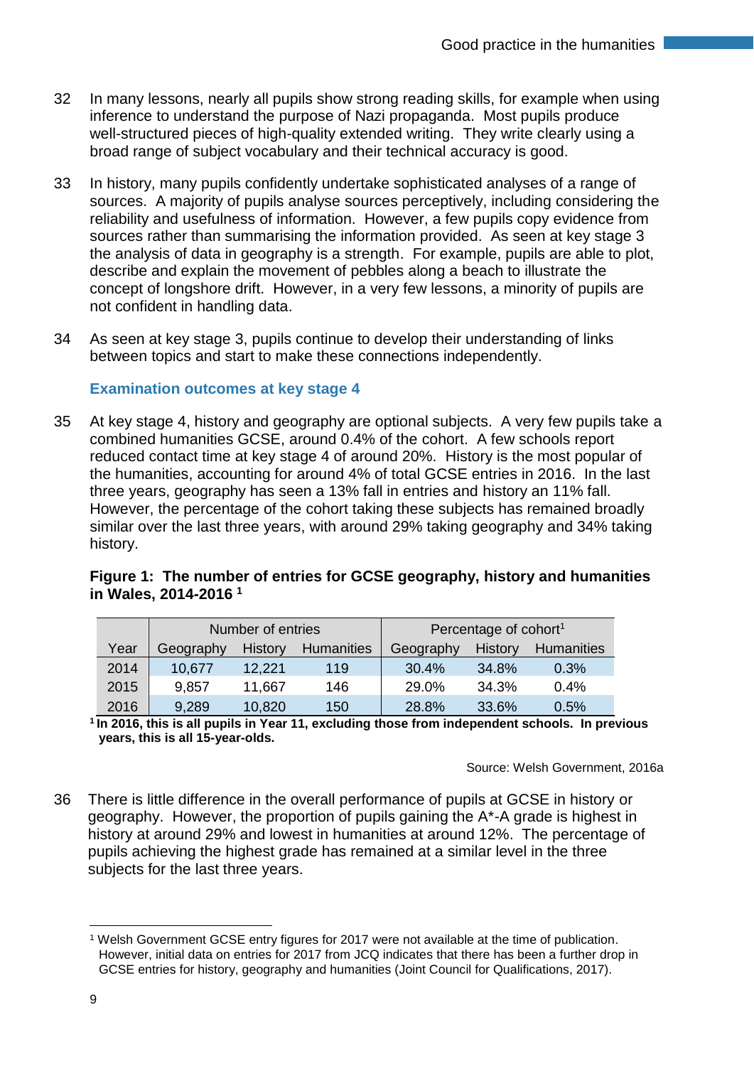32 In many lessons, nearly all pupils show strong reading skills, for example when using inference to understand the purpose of Nazi propaganda. Most pupils produce well-structured pieces of high-quality extended writing. They write clearly using a broad range of subject vocabulary and their technical accuracy is good.

33 In history, many pupils confidently undertake sophisticated analyses of a range of sources. A majority of pupils analyse sources perceptively, including considering the reliability and usefulness of information. However, a few pupils copy evidence from sources rather than summarising the information provided. As seen at key stage 3 the analysis of data in geography is a strength. For example, pupils are able to plot, describe and explain the movement of pebbles along a beach to illustrate the concept of longshore drift. However, in a very few lessons, a minority of pupils are not confident in handling data.

34 As seen at key stage 3, pupils continue to develop their understanding of links between topics and start to make these connections independently.

### Examination outcomes at key stage 4

35 At key stage 4, history and geography are optional subjects. A very few pupils take a combined humanities GCSE, around 0.4% of the cohort. A few schools report reduced contact time at key stage 4 of around 20%. History is the most popular of the humanities, accounting for around 4% of total GCSE entries in 2016. In the last three years, geography has seen a 13% fall in entries and history an 11% fall. However, the percentage of the cohort taking these subjects has remained broadly similar over the last three years, with around 29% taking geography and 34% taking history.

**Figure 1: The number of entries for GCSE geography, history and humanities in Wales, 2014-2016 [1]**

| | Number of entries | | | Percentage of cohort[1] | | |
|---|---|---|---|---|---|---|
| Year | Geography | History | Humanities | Geography | History | Humanities |
| 2014 | 10,677 | 12,221 | 119 | 30.4% | 34.8% | 0.3% |
| 2015 | 9,857 | 11,667 | 146 | 29.0% | 34.3% | 0.4% |
| 2016 | 9,289 | 10,820 | 150 | 28.8% | 33.6% | 0.5% |

**[1] In 2016, this is all pupils in Year 11, excluding those from independent schools. In previous years, this is all 15-year-olds.**

Source: Welsh Government, 2016a

36 There is little difference in the overall performance of pupils at GCSE in history or geography. However, the proportion of pupils gaining the A*-A grade is highest in history at around 29% and lowest in humanities at around 12%. The percentage of pupils achieving the highest grade has remained at a similar level in the three subjects for the last three years.

[1] Welsh Government GCSE entry figures for 2017 were not available at the time of publication. However, initial data on entries for 2017 from JCQ indicates that there has been a further drop in GCSE entries for history, geography and humanities (Joint Council for Qualifications, 2017).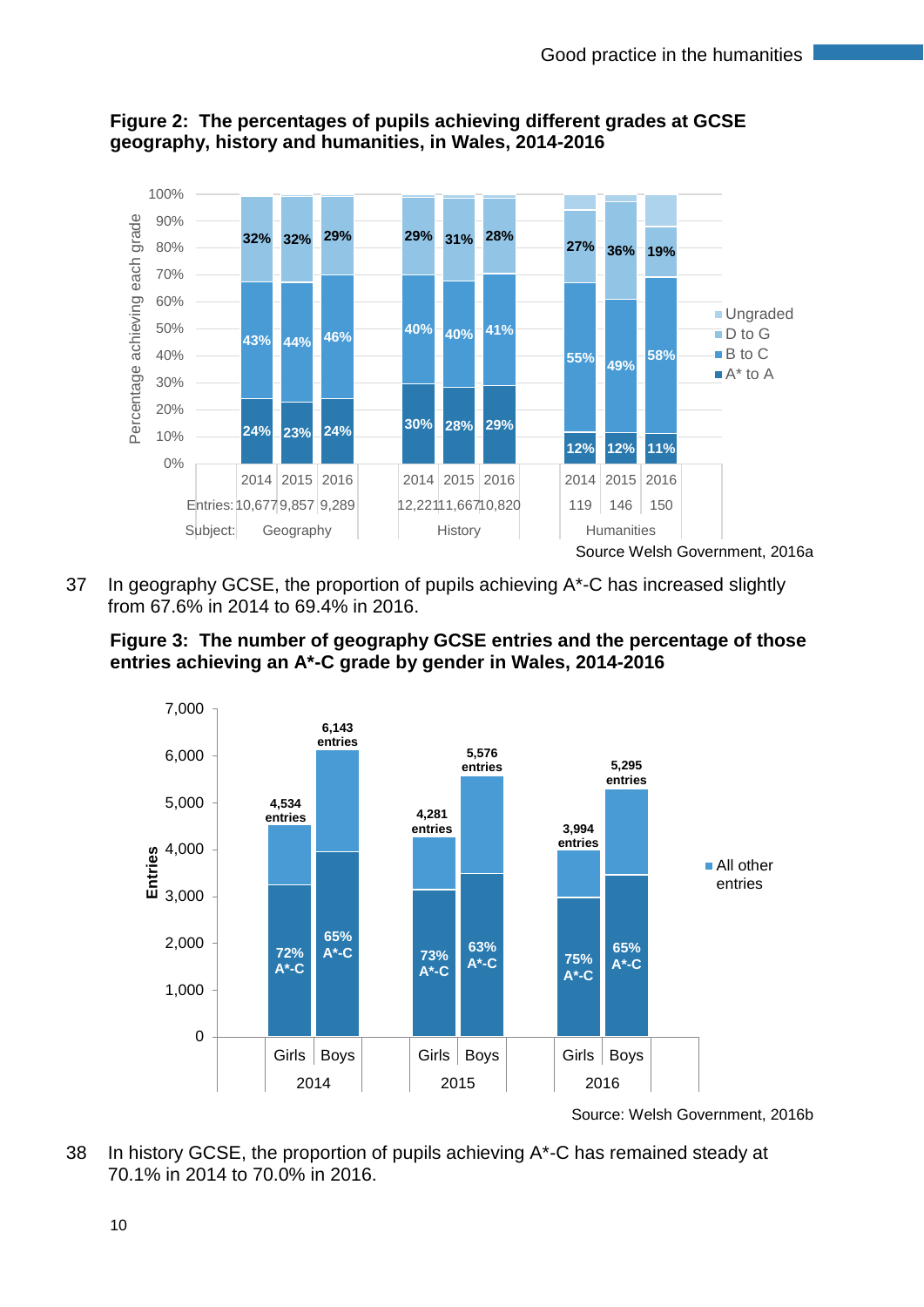**Figure 2: The percentages of pupils achieving different grades at GCSE geography, history and humanities, in Wales, 2014-2016**

| Subject | Year | Entries | A* to A | B to C | D to G |
|---|---|---|---|---|---|
| Geography | 2014 | 10,677 | 24% | 43% | 32% |
| Geography | 2015 | 9,857 | 23% | 44% | 32% |
| Geography | 2016 | 9,289 | 24% | 46% | 29% |
| History | 2014 | 12,221 | 30% | 40% | 29% |
| History | 2015 | 11,667 | 28% | 40% | 31% |
| History | 2016 | 10,820 | 29% | 41% | 28% |
| Humanities | 2014 | 119 | 12% | 55% | 27% |
| Humanities | 2015 | 146 | 12% | 49% | 36% |
| Humanities | 2016 | 150 | 11% | 58% | 19% |

Source Welsh Government, 2016a

37 In geography GCSE, the proportion of pupils achieving A*-C has increased slightly from 67.6% in 2014 to 69.4% in 2016.

**Figure 3: The number of geography GCSE entries and the percentage of those entries achieving an A*-C grade by gender in Wales, 2014-2016**

| Year | Gender | Entries | A*-C |
|---|---|---|---|
| 2014 | Girls | 4,534 | 72% |
| 2014 | Boys | 6,143 | 65% |
| 2015 | Girls | 4,281 | 73% |
| 2015 | Boys | 5,576 | 63% |
| 2016 | Girls | 3,994 | 75% |
| 2016 | Boys | 5,295 | 65% |

Source: Welsh Government, 2016b

38 In history GCSE, the proportion of pupils achieving A*-C has remained steady at 70.1% in 2014 to 70.0% in 2016.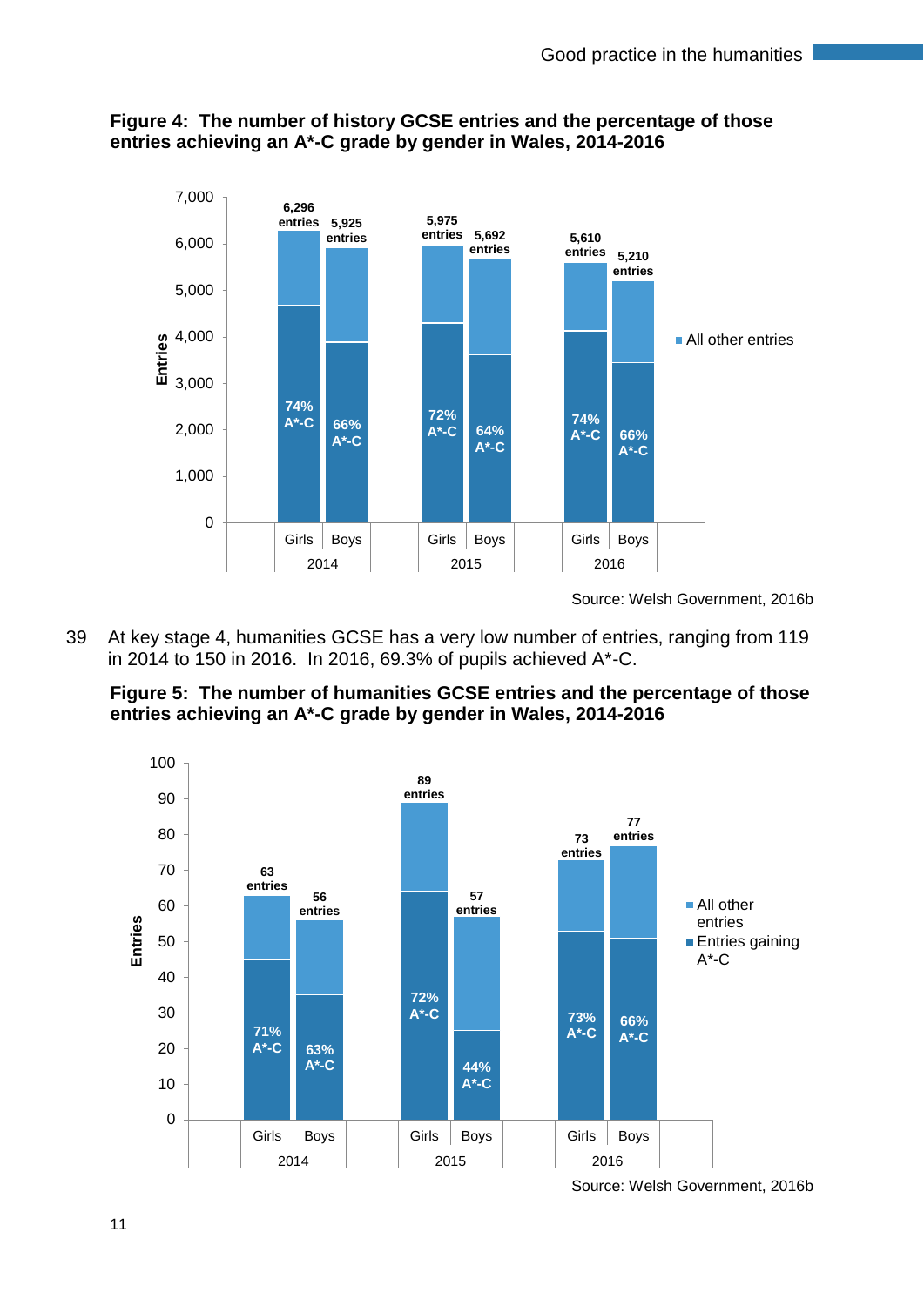**Figure 4: The number of history GCSE entries and the percentage of those entries achieving an A*-C grade by gender in Wales, 2014-2016**

| Year | Gender | Entries | A*-C |
|---|---|---|---|
| 2014 | Girls | 6,296 | 74% |
| 2014 | Boys | 5,925 | 66% |
| 2015 | Girls | 5,975 | 72% |
| 2015 | Boys | 5,692 | 64% |
| 2016 | Girls | 5,610 | 74% |
| 2016 | Boys | 5,210 | 66% |

Source: Welsh Government, 2016b

39 At key stage 4, humanities GCSE has a very low number of entries, ranging from 119 in 2014 to 150 in 2016. In 2016, 69.3% of pupils achieved A*-C.

**Figure 5: The number of humanities GCSE entries and the percentage of those entries achieving an A*-C grade by gender in Wales, 2014-2016**

| Year | Gender | Entries | A*-C |
|---|---|---|---|
| 2014 | Girls | 63 | 71% |
| 2014 | Boys | 56 | 63% |
| 2015 | Girls | 89 | 72% |
| 2015 | Boys | 57 | 44% |
| 2016 | Girls | 73 | 73% |
| 2016 | Boys | 77 | 66% |

Source: Welsh Government, 2016b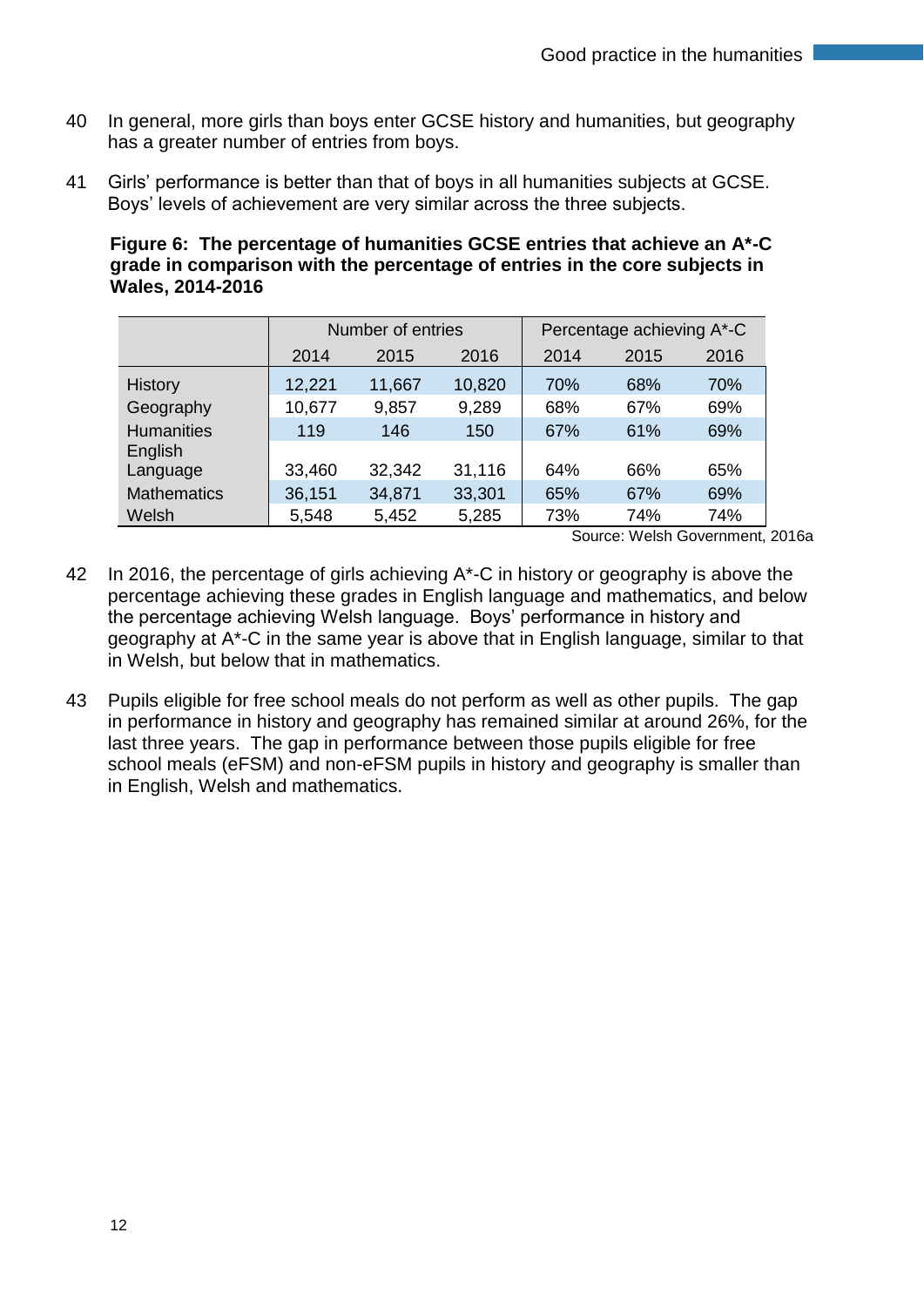40 In general, more girls than boys enter GCSE history and humanities, but geography has a greater number of entries from boys.

41 Girls' performance is better than that of boys in all humanities subjects at GCSE. Boys' levels of achievement are very similar across the three subjects.

**Figure 6: The percentage of humanities GCSE entries that achieve an A*-C grade in comparison with the percentage of entries in the core subjects in Wales, 2014-2016**

| | Number of entries | | | Percentage achieving A*-C | | |
|---|---|---|---|---|---|---|
| | 2014 | 2015 | 2016 | 2014 | 2015 | 2016 |
| History | 12,221 | 11,667 | 10,820 | 70% | 68% | 70% |
| Geography | 10,677 | 9,857 | 9,289 | 68% | 67% | 69% |
| Humanities | 119 | 146 | 150 | 67% | 61% | 69% |
| English Language | 33,460 | 32,342 | 31,116 | 64% | 66% | 65% |
| Mathematics | 36,151 | 34,871 | 33,301 | 65% | 67% | 69% |
| Welsh | 5,548 | 5,452 | 5,285 | 73% | 74% | 74% |

Source: Welsh Government, 2016a

42 In 2016, the percentage of girls achieving A*-C in history or geography is above the percentage achieving these grades in English language and mathematics, and below the percentage achieving Welsh language. Boys' performance in history and geography at A*-C in the same year is above that in English language, similar to that in Welsh, but below that in mathematics.

43 Pupils eligible for free school meals do not perform as well as other pupils. The gap in performance in history and geography has remained similar at around 26%, for the last three years. The gap in performance between those pupils eligible for free school meals (eFSM) and non-eFSM pupils in history and geography is smaller than in English, Welsh and mathematics.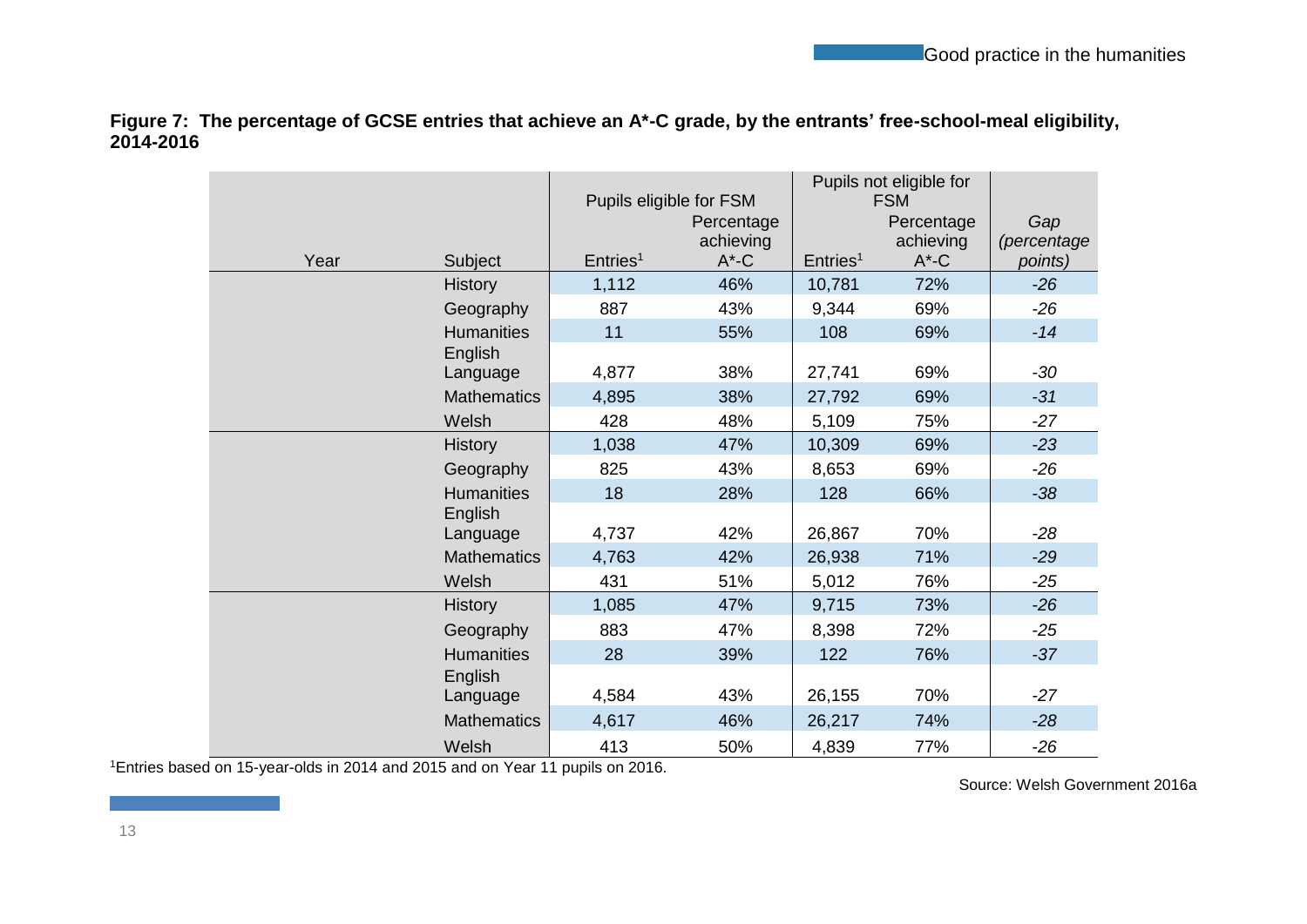**Figure 7: The percentage of GCSE entries that achieve an A*-C grade, by the entrants' free-school-meal eligibility, 2014-2016**

| | | Pupils eligible for FSM | | Pupils not eligible for FSM | | |
|---|---|---|---|---|---|---|
| Year | Subject | Entries[1] | Percentage achieving A*-C | Entries[1] | Percentage achieving A*-C | *Gap (percentage points)* |
| | History | 1,112 | 46% | 10,781 | 72% | *-26* |
| | Geography | 887 | 43% | 9,344 | 69% | *-26* |
| | Humanities | 11 | 55% | 108 | 69% | *-14* |
| | English Language | 4,877 | 38% | 27,741 | 69% | *-30* |
| | Mathematics | 4,895 | 38% | 27,792 | 69% | *-31* |
| | Welsh | 428 | 48% | 5,109 | 75% | *-27* |
| | History | 1,038 | 47% | 10,309 | 69% | *-23* |
| | Geography | 825 | 43% | 8,653 | 69% | *-26* |
| | Humanities | 18 | 28% | 128 | 66% | *-38* |
| | English Language | 4,737 | 42% | 26,867 | 70% | *-28* |
| | Mathematics | 4,763 | 42% | 26,938 | 71% | *-29* |
| | Welsh | 431 | 51% | 5,012 | 76% | *-25* |
| | History | 1,085 | 47% | 9,715 | 73% | *-26* |
| | Geography | 883 | 47% | 8,398 | 72% | *-25* |
| | Humanities | 28 | 39% | 122 | 76% | *-37* |
| | English Language | 4,584 | 43% | 26,155 | 70% | *-27* |
| | Mathematics | 4,617 | 46% | 26,217 | 74% | *-28* |
| | Welsh | 413 | 50% | 4,839 | 77% | *-26* |

[1]Entries based on 15-year-olds in 2014 and 2015 and on Year 11 pupils on 2016.

Source: Welsh Government 2016a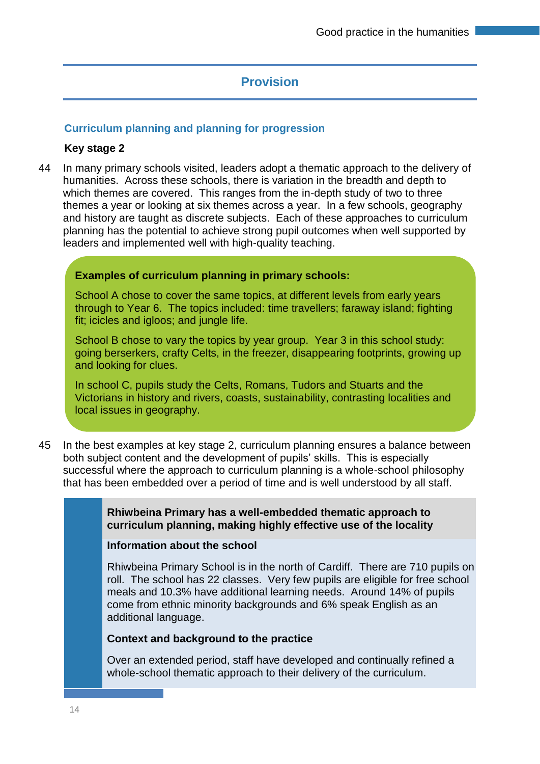## Provision

### Curriculum planning and planning for progression

**Key stage 2**

44 In many primary schools visited, leaders adopt a thematic approach to the delivery of humanities. Across these schools, there is variation in the breadth and depth to which themes are covered. This ranges from the in-depth study of two to three themes a year or looking at six themes across a year. In a few schools, geography and history are taught as discrete subjects. Each of these approaches to curriculum planning has the potential to achieve strong pupil outcomes when well supported by leaders and implemented well with high-quality teaching.

**Examples of curriculum planning in primary schools:**

School A chose to cover the same topics, at different levels from early years through to Year 6. The topics included: time travellers; faraway island; fighting fit; icicles and igloos; and jungle life.

School B chose to vary the topics by year group. Year 3 in this school study: going berserkers, crafty Celts, in the freezer, disappearing footprints, growing up and looking for clues.

In school C, pupils study the Celts, Romans, Tudors and Stuarts and the Victorians in history and rivers, coasts, sustainability, contrasting localities and local issues in geography.

45 In the best examples at key stage 2, curriculum planning ensures a balance between both subject content and the development of pupils' skills. This is especially successful where the approach to curriculum planning is a whole-school philosophy that has been embedded over a period of time and is well understood by all staff.

**Rhiwbeina Primary has a well-embedded thematic approach to curriculum planning, making highly effective use of the locality**

**Information about the school**

Rhiwbeina Primary School is in the north of Cardiff. There are 710 pupils on roll. The school has 22 classes. Very few pupils are eligible for free school meals and 10.3% have additional learning needs. Around 14% of pupils come from ethnic minority backgrounds and 6% speak English as an additional language.

**Context and background to the practice**

Over an extended period, staff have developed and continually refined a whole-school thematic approach to their delivery of the curriculum.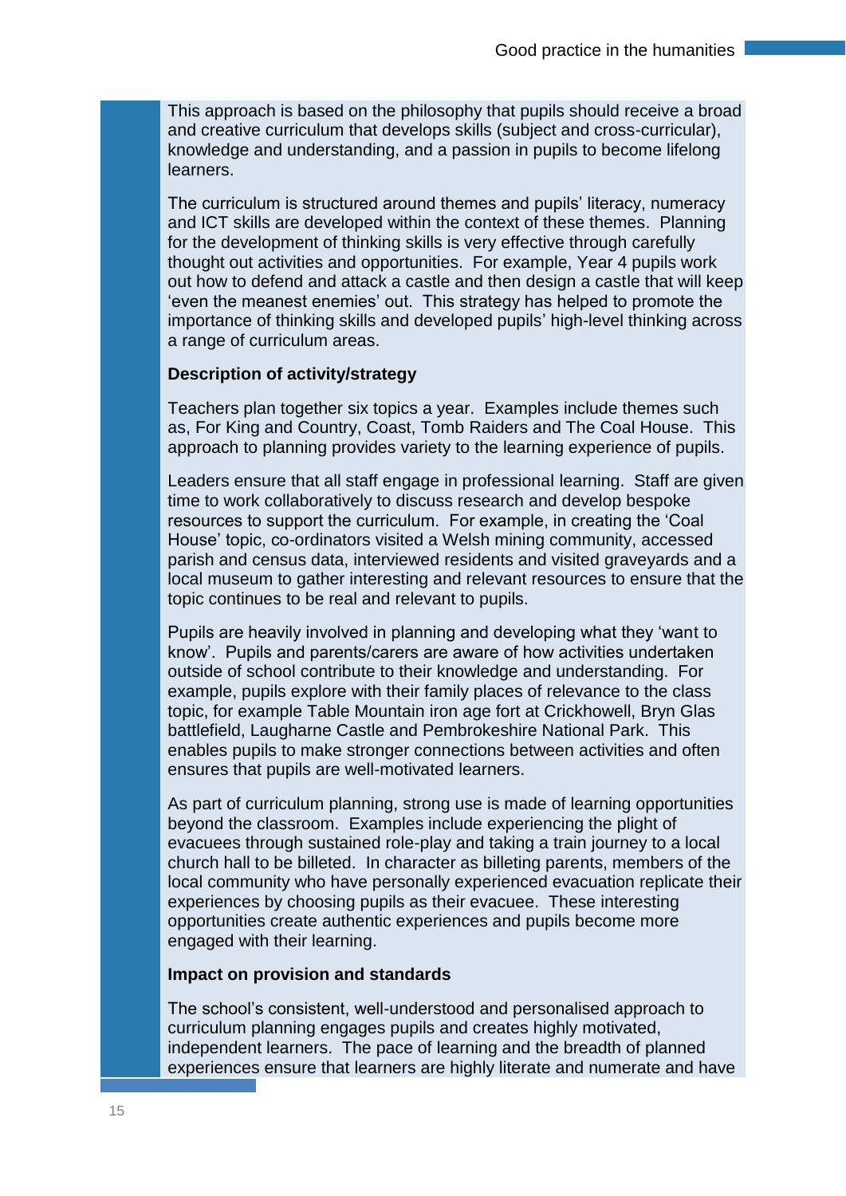This approach is based on the philosophy that pupils should receive a broad and creative curriculum that develops skills (subject and cross-curricular), knowledge and understanding, and a passion in pupils to become lifelong learners.

The curriculum is structured around themes and pupils' literacy, numeracy and ICT skills are developed within the context of these themes. Planning for the development of thinking skills is very effective through carefully thought out activities and opportunities. For example, Year 4 pupils work out how to defend and attack a castle and then design a castle that will keep 'even the meanest enemies' out. This strategy has helped to promote the importance of thinking skills and developed pupils' high-level thinking across a range of curriculum areas.

**Description of activity/strategy**

Teachers plan together six topics a year. Examples include themes such as, For King and Country, Coast, Tomb Raiders and The Coal House. This approach to planning provides variety to the learning experience of pupils.

Leaders ensure that all staff engage in professional learning. Staff are given time to work collaboratively to discuss research and develop bespoke resources to support the curriculum. For example, in creating the 'Coal House' topic, co-ordinators visited a Welsh mining community, accessed parish and census data, interviewed residents and visited graveyards and a local museum to gather interesting and relevant resources to ensure that the topic continues to be real and relevant to pupils.

Pupils are heavily involved in planning and developing what they 'want to know'. Pupils and parents/carers are aware of how activities undertaken outside of school contribute to their knowledge and understanding. For example, pupils explore with their family places of relevance to the class topic, for example Table Mountain iron age fort at Crickhowell, Bryn Glas battlefield, Laugharne Castle and Pembrokeshire National Park. This enables pupils to make stronger connections between activities and often ensures that pupils are well-motivated learners.

As part of curriculum planning, strong use is made of learning opportunities beyond the classroom. Examples include experiencing the plight of evacuees through sustained role-play and taking a train journey to a local church hall to be billeted. In character as billeting parents, members of the local community who have personally experienced evacuation replicate their experiences by choosing pupils as their evacuee. These interesting opportunities create authentic experiences and pupils become more engaged with their learning.

**Impact on provision and standards**

The school's consistent, well-understood and personalised approach to curriculum planning engages pupils and creates highly motivated, independent learners. The pace of learning and the breadth of planned experiences ensure that learners are highly literate and numerate and have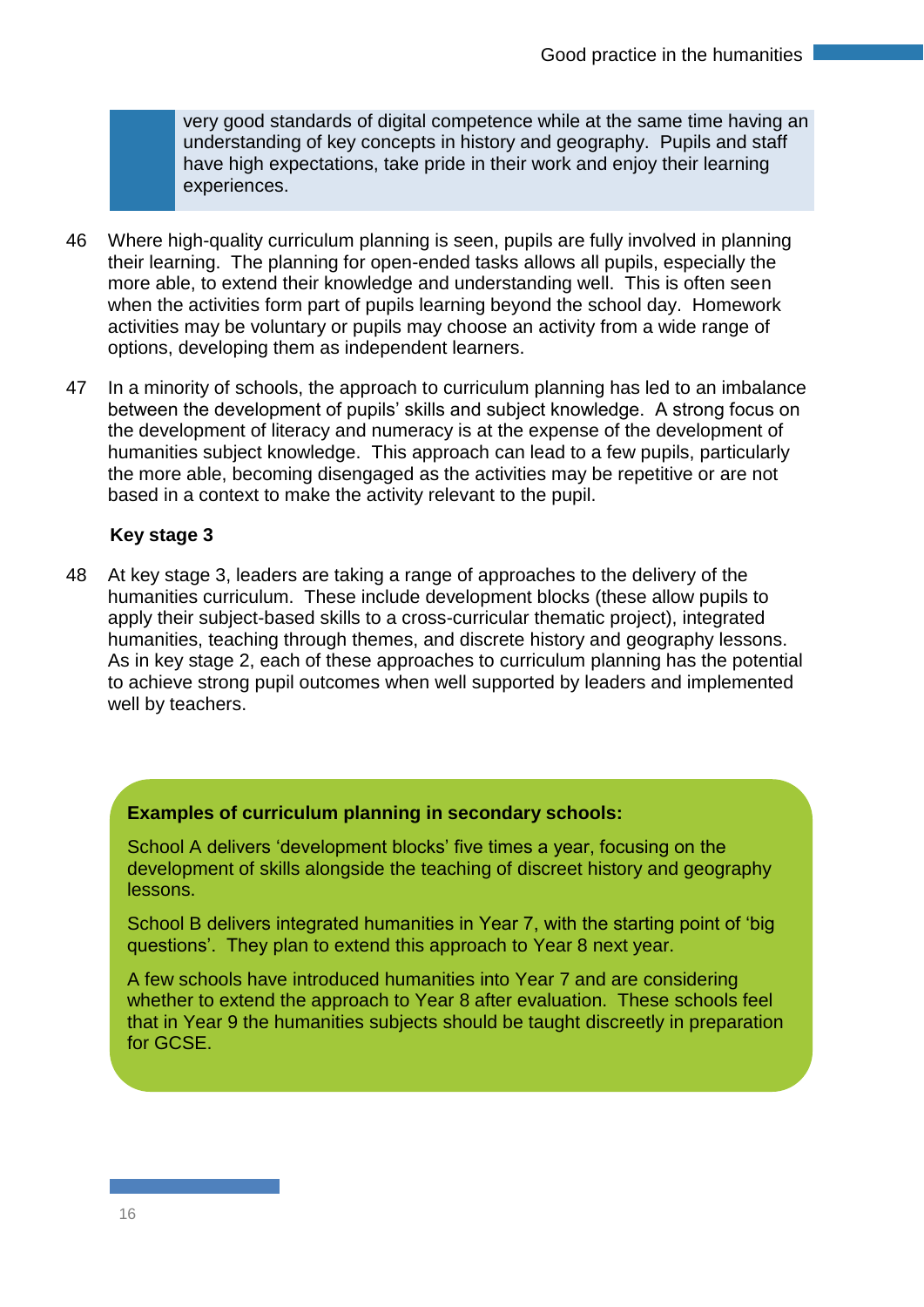very good standards of digital competence while at the same time having an understanding of key concepts in history and geography. Pupils and staff have high expectations, take pride in their work and enjoy their learning experiences.

46 Where high-quality curriculum planning is seen, pupils are fully involved in planning their learning. The planning for open-ended tasks allows all pupils, especially the more able, to extend their knowledge and understanding well. This is often seen when the activities form part of pupils learning beyond the school day. Homework activities may be voluntary or pupils may choose an activity from a wide range of options, developing them as independent learners.

47 In a minority of schools, the approach to curriculum planning has led to an imbalance between the development of pupils' skills and subject knowledge. A strong focus on the development of literacy and numeracy is at the expense of the development of humanities subject knowledge. This approach can lead to a few pupils, particularly the more able, becoming disengaged as the activities may be repetitive or are not based in a context to make the activity relevant to the pupil.

### Key stage 3

48 At key stage 3, leaders are taking a range of approaches to the delivery of the humanities curriculum. These include development blocks (these allow pupils to apply their subject-based skills to a cross-curricular thematic project), integrated humanities, teaching through themes, and discrete history and geography lessons. As in key stage 2, each of these approaches to curriculum planning has the potential to achieve strong pupil outcomes when well supported by leaders and implemented well by teachers.

**Examples of curriculum planning in secondary schools:**

School A delivers 'development blocks' five times a year, focusing on the development of skills alongside the teaching of discreet history and geography lessons.

School B delivers integrated humanities in Year 7, with the starting point of 'big questions'. They plan to extend this approach to Year 8 next year.

A few schools have introduced humanities into Year 7 and are considering whether to extend the approach to Year 8 after evaluation. These schools feel that in Year 9 the humanities subjects should be taught discreetly in preparation for GCSE.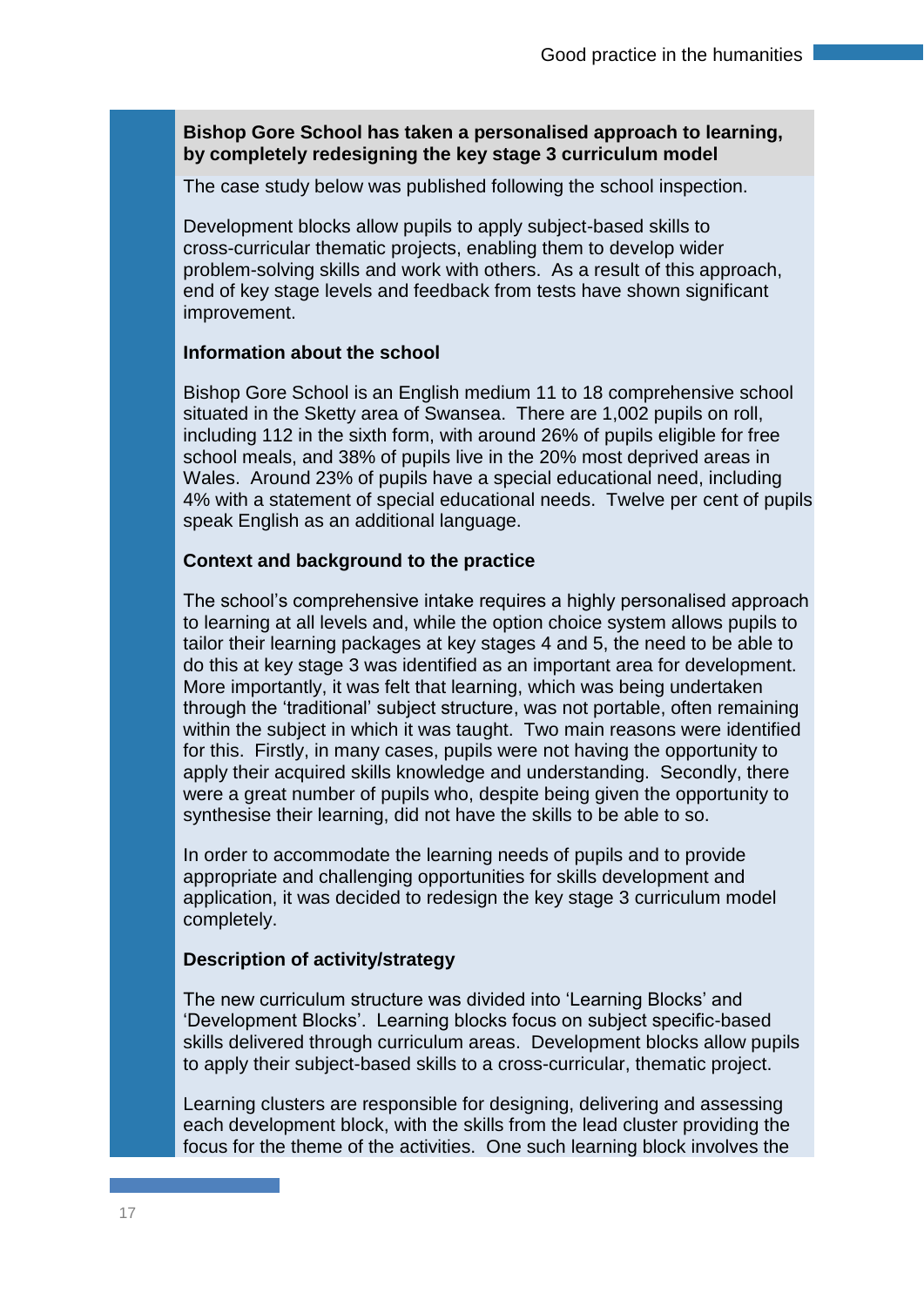**Bishop Gore School has taken a personalised approach to learning, by completely redesigning the key stage 3 curriculum model**

The case study below was published following the school inspection.

Development blocks allow pupils to apply subject-based skills to cross-curricular thematic projects, enabling them to develop wider problem-solving skills and work with others. As a result of this approach, end of key stage levels and feedback from tests have shown significant improvement.

**Information about the school**

Bishop Gore School is an English medium 11 to 18 comprehensive school situated in the Sketty area of Swansea. There are 1,002 pupils on roll, including 112 in the sixth form, with around 26% of pupils eligible for free school meals, and 38% of pupils live in the 20% most deprived areas in Wales. Around 23% of pupils have a special educational need, including 4% with a statement of special educational needs. Twelve per cent of pupils speak English as an additional language.

**Context and background to the practice**

The school's comprehensive intake requires a highly personalised approach to learning at all levels and, while the option choice system allows pupils to tailor their learning packages at key stages 4 and 5, the need to be able to do this at key stage 3 was identified as an important area for development. More importantly, it was felt that learning, which was being undertaken through the 'traditional' subject structure, was not portable, often remaining within the subject in which it was taught. Two main reasons were identified for this. Firstly, in many cases, pupils were not having the opportunity to apply their acquired skills knowledge and understanding. Secondly, there were a great number of pupils who, despite being given the opportunity to synthesise their learning, did not have the skills to be able to so.

In order to accommodate the learning needs of pupils and to provide appropriate and challenging opportunities for skills development and application, it was decided to redesign the key stage 3 curriculum model completely.

**Description of activity/strategy**

The new curriculum structure was divided into 'Learning Blocks' and 'Development Blocks'. Learning blocks focus on subject specific-based skills delivered through curriculum areas. Development blocks allow pupils to apply their subject-based skills to a cross-curricular, thematic project.

Learning clusters are responsible for designing, delivering and assessing each development block, with the skills from the lead cluster providing the focus for the theme of the activities. One such learning block involves the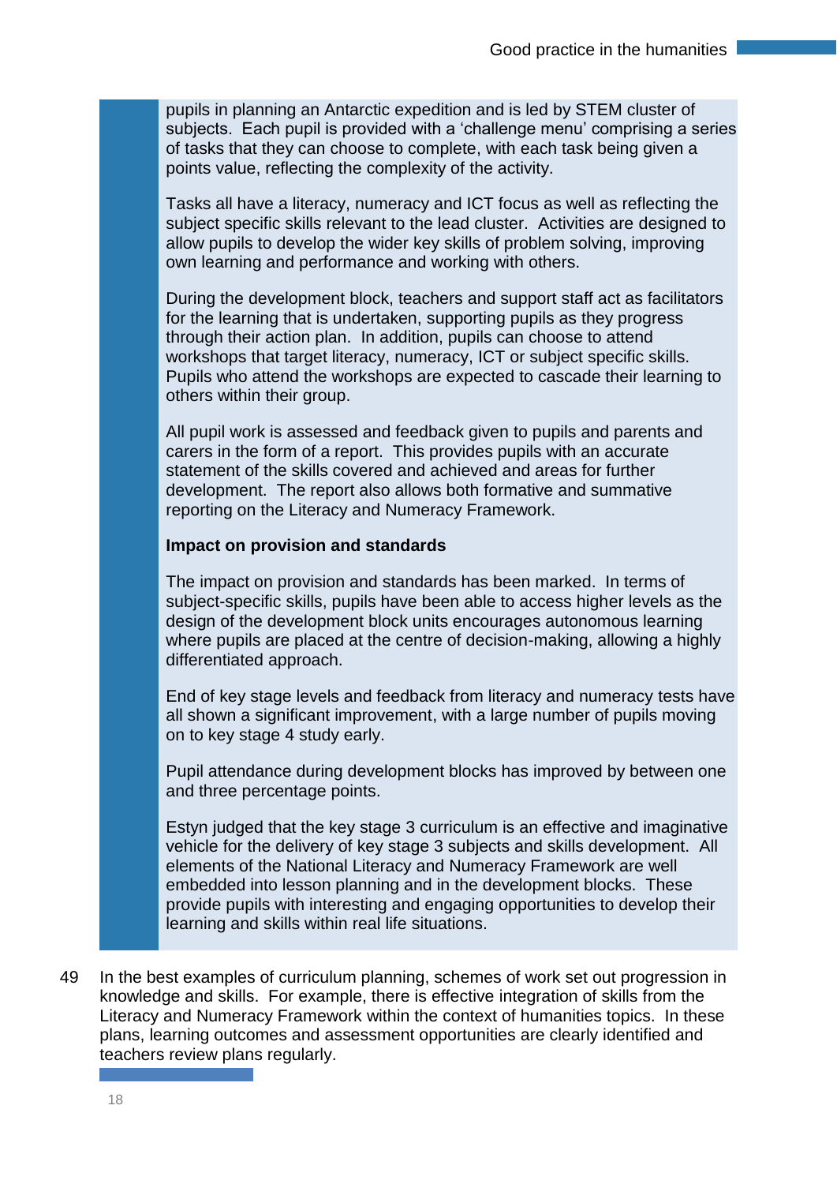pupils in planning an Antarctic expedition and is led by STEM cluster of subjects. Each pupil is provided with a 'challenge menu' comprising a series of tasks that they can choose to complete, with each task being given a points value, reflecting the complexity of the activity.

Tasks all have a literacy, numeracy and ICT focus as well as reflecting the subject specific skills relevant to the lead cluster. Activities are designed to allow pupils to develop the wider key skills of problem solving, improving own learning and performance and working with others.

During the development block, teachers and support staff act as facilitators for the learning that is undertaken, supporting pupils as they progress through their action plan. In addition, pupils can choose to attend workshops that target literacy, numeracy, ICT or subject specific skills. Pupils who attend the workshops are expected to cascade their learning to others within their group.

All pupil work is assessed and feedback given to pupils and parents and carers in the form of a report. This provides pupils with an accurate statement of the skills covered and achieved and areas for further development. The report also allows both formative and summative reporting on the Literacy and Numeracy Framework.

**Impact on provision and standards**

The impact on provision and standards has been marked. In terms of subject-specific skills, pupils have been able to access higher levels as the design of the development block units encourages autonomous learning where pupils are placed at the centre of decision-making, allowing a highly differentiated approach.

End of key stage levels and feedback from literacy and numeracy tests have all shown a significant improvement, with a large number of pupils moving on to key stage 4 study early.

Pupil attendance during development blocks has improved by between one and three percentage points.

Estyn judged that the key stage 3 curriculum is an effective and imaginative vehicle for the delivery of key stage 3 subjects and skills development. All elements of the National Literacy and Numeracy Framework are well embedded into lesson planning and in the development blocks. These provide pupils with interesting and engaging opportunities to develop their learning and skills within real life situations.

49 In the best examples of curriculum planning, schemes of work set out progression in knowledge and skills. For example, there is effective integration of skills from the Literacy and Numeracy Framework within the context of humanities topics. In these plans, learning outcomes and assessment opportunities are clearly identified and teachers review plans regularly.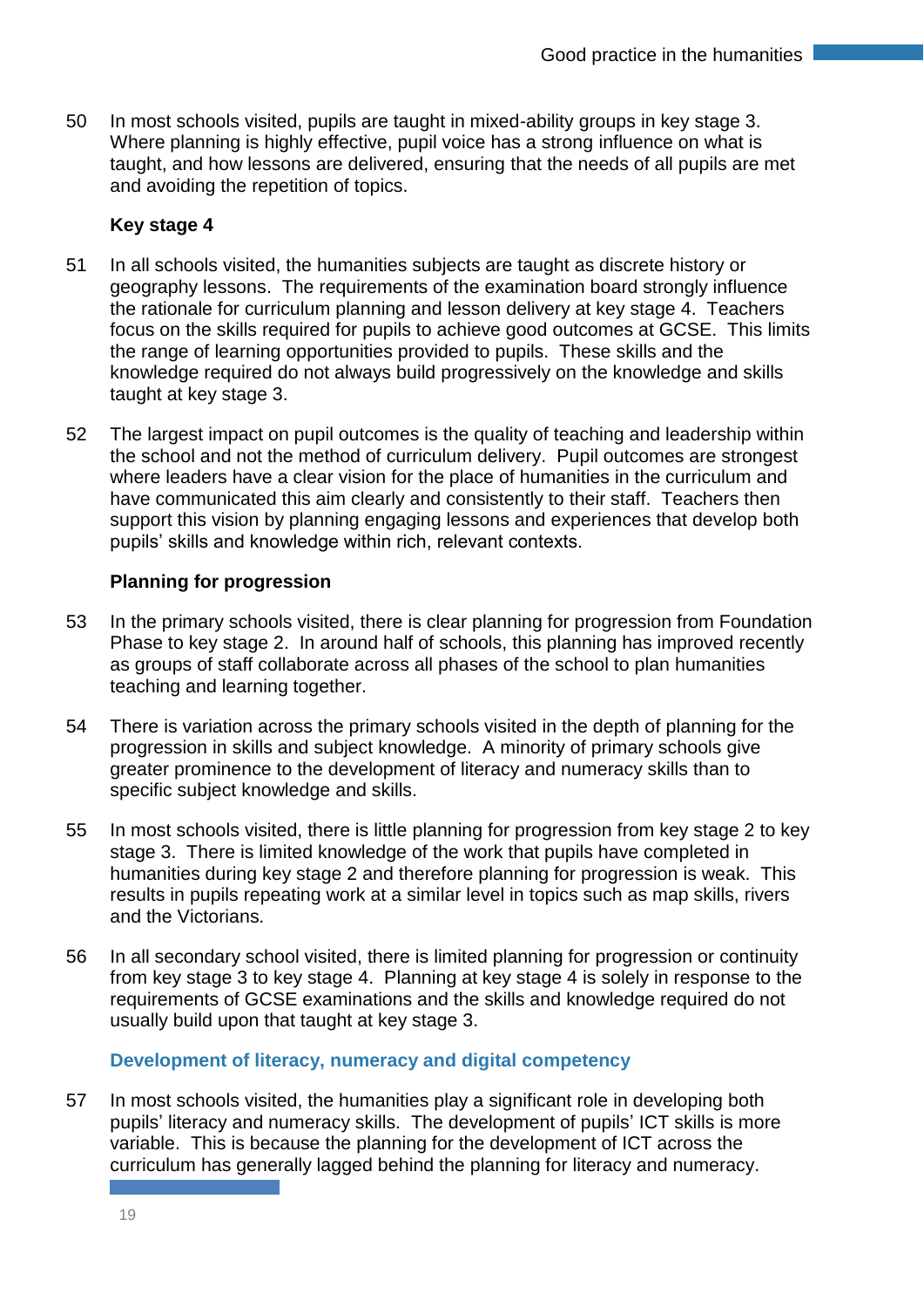50 In most schools visited, pupils are taught in mixed-ability groups in key stage 3. Where planning is highly effective, pupil voice has a strong influence on what is taught, and how lessons are delivered, ensuring that the needs of all pupils are met and avoiding the repetition of topics.

**Key stage 4**

51 In all schools visited, the humanities subjects are taught as discrete history or geography lessons. The requirements of the examination board strongly influence the rationale for curriculum planning and lesson delivery at key stage 4. Teachers focus on the skills required for pupils to achieve good outcomes at GCSE. This limits the range of learning opportunities provided to pupils. These skills and the knowledge required do not always build progressively on the knowledge and skills taught at key stage 3.

52 The largest impact on pupil outcomes is the quality of teaching and leadership within the school and not the method of curriculum delivery. Pupil outcomes are strongest where leaders have a clear vision for the place of humanities in the curriculum and have communicated this aim clearly and consistently to their staff. Teachers then support this vision by planning engaging lessons and experiences that develop both pupils' skills and knowledge within rich, relevant contexts.

**Planning for progression**

53 In the primary schools visited, there is clear planning for progression from Foundation Phase to key stage 2. In around half of schools, this planning has improved recently as groups of staff collaborate across all phases of the school to plan humanities teaching and learning together.

54 There is variation across the primary schools visited in the depth of planning for the progression in skills and subject knowledge. A minority of primary schools give greater prominence to the development of literacy and numeracy skills than to specific subject knowledge and skills.

55 In most schools visited, there is little planning for progression from key stage 2 to key stage 3. There is limited knowledge of the work that pupils have completed in humanities during key stage 2 and therefore planning for progression is weak. This results in pupils repeating work at a similar level in topics such as map skills, rivers and the Victorians.

56 In all secondary school visited, there is limited planning for progression or continuity from key stage 3 to key stage 4. Planning at key stage 4 is solely in response to the requirements of GCSE examinations and the skills and knowledge required do not usually build upon that taught at key stage 3.

## Development of literacy, numeracy and digital competency

57 In most schools visited, the humanities play a significant role in developing both pupils' literacy and numeracy skills. The development of pupils' ICT skills is more variable. This is because the planning for the development of ICT across the curriculum has generally lagged behind the planning for literacy and numeracy.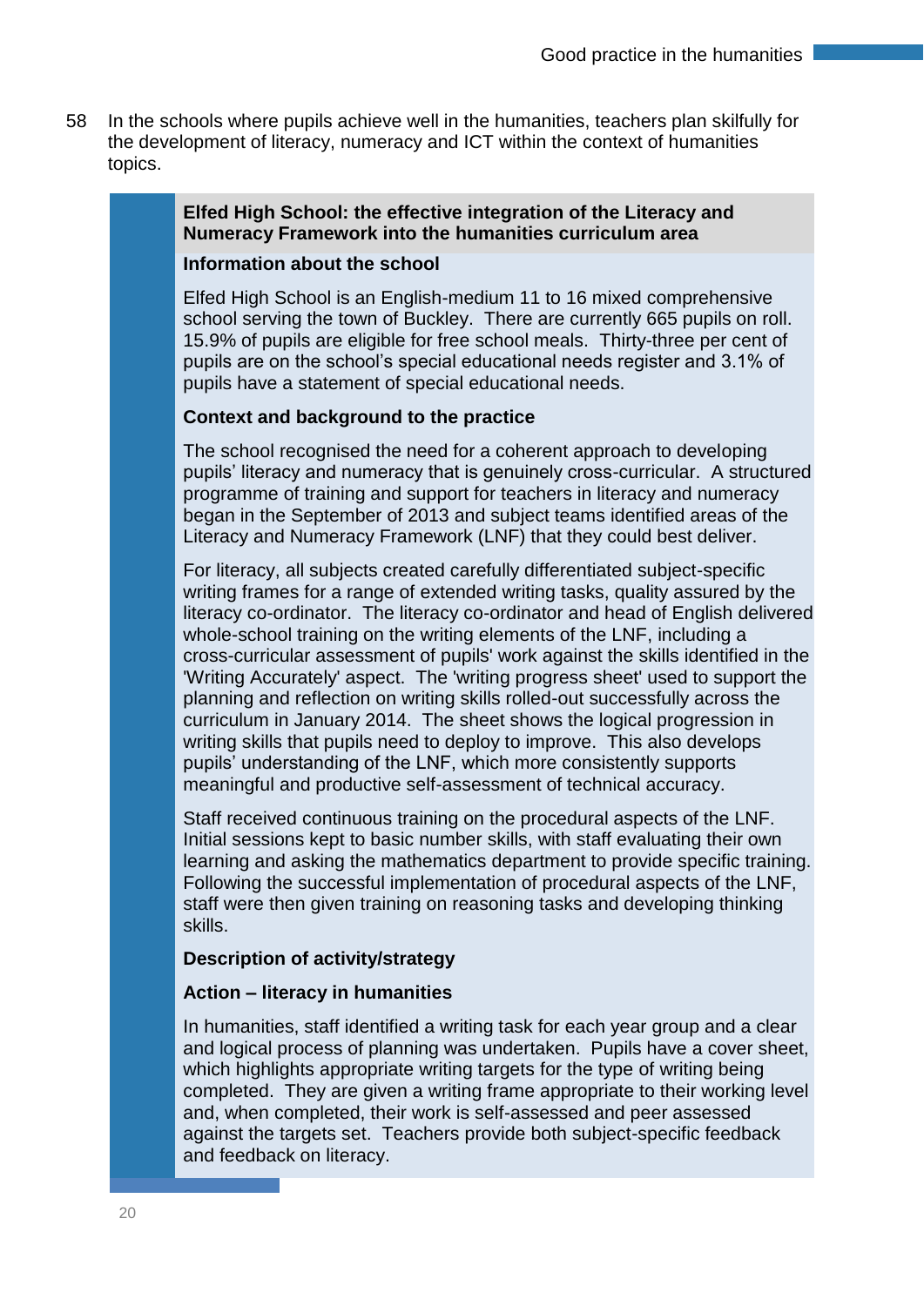58 In the schools where pupils achieve well in the humanities, teachers plan skilfully for the development of literacy, numeracy and ICT within the context of humanities topics.

**Elfed High School: the effective integration of the Literacy and Numeracy Framework into the humanities curriculum area**

**Information about the school**

Elfed High School is an English-medium 11 to 16 mixed comprehensive school serving the town of Buckley. There are currently 665 pupils on roll. 15.9% of pupils are eligible for free school meals. Thirty-three per cent of pupils are on the school's special educational needs register and 3.1% of pupils have a statement of special educational needs.

**Context and background to the practice**

The school recognised the need for a coherent approach to developing pupils' literacy and numeracy that is genuinely cross-curricular. A structured programme of training and support for teachers in literacy and numeracy began in the September of 2013 and subject teams identified areas of the Literacy and Numeracy Framework (LNF) that they could best deliver.

For literacy, all subjects created carefully differentiated subject-specific writing frames for a range of extended writing tasks, quality assured by the literacy co-ordinator. The literacy co-ordinator and head of English delivered whole-school training on the writing elements of the LNF, including a cross-curricular assessment of pupils' work against the skills identified in the 'Writing Accurately' aspect. The 'writing progress sheet' used to support the planning and reflection on writing skills rolled-out successfully across the curriculum in January 2014. The sheet shows the logical progression in writing skills that pupils need to deploy to improve. This also develops pupils' understanding of the LNF, which more consistently supports meaningful and productive self-assessment of technical accuracy.

Staff received continuous training on the procedural aspects of the LNF. Initial sessions kept to basic number skills, with staff evaluating their own learning and asking the mathematics department to provide specific training. Following the successful implementation of procedural aspects of the LNF, staff were then given training on reasoning tasks and developing thinking skills.

**Description of activity/strategy**

**Action – literacy in humanities**

In humanities, staff identified a writing task for each year group and a clear and logical process of planning was undertaken. Pupils have a cover sheet, which highlights appropriate writing targets for the type of writing being completed. They are given a writing frame appropriate to their working level and, when completed, their work is self-assessed and peer assessed against the targets set. Teachers provide both subject-specific feedback and feedback on literacy.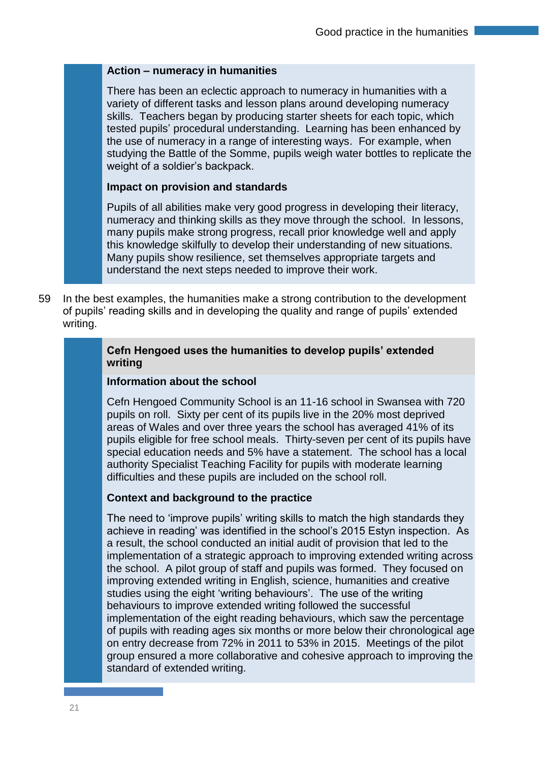**Action – numeracy in humanities**

There has been an eclectic approach to numeracy in humanities with a variety of different tasks and lesson plans around developing numeracy skills. Teachers began by producing starter sheets for each topic, which tested pupils' procedural understanding. Learning has been enhanced by the use of numeracy in a range of interesting ways. For example, when studying the Battle of the Somme, pupils weigh water bottles to replicate the weight of a soldier's backpack.

**Impact on provision and standards**

Pupils of all abilities make very good progress in developing their literacy, numeracy and thinking skills as they move through the school. In lessons, many pupils make strong progress, recall prior knowledge well and apply this knowledge skilfully to develop their understanding of new situations. Many pupils show resilience, set themselves appropriate targets and understand the next steps needed to improve their work.

59 In the best examples, the humanities make a strong contribution to the development of pupils' reading skills and in developing the quality and range of pupils' extended writing.

**Cefn Hengoed uses the humanities to develop pupils' extended writing**

**Information about the school**

Cefn Hengoed Community School is an 11-16 school in Swansea with 720 pupils on roll. Sixty per cent of its pupils live in the 20% most deprived areas of Wales and over three years the school has averaged 41% of its pupils eligible for free school meals. Thirty-seven per cent of its pupils have special education needs and 5% have a statement. The school has a local authority Specialist Teaching Facility for pupils with moderate learning difficulties and these pupils are included on the school roll.

**Context and background to the practice**

The need to 'improve pupils' writing skills to match the high standards they achieve in reading' was identified in the school's 2015 Estyn inspection. As a result, the school conducted an initial audit of provision that led to the implementation of a strategic approach to improving extended writing across the school. A pilot group of staff and pupils was formed. They focused on improving extended writing in English, science, humanities and creative studies using the eight 'writing behaviours'. The use of the writing behaviours to improve extended writing followed the successful implementation of the eight reading behaviours, which saw the percentage of pupils with reading ages six months or more below their chronological age on entry decrease from 72% in 2011 to 53% in 2015. Meetings of the pilot group ensured a more collaborative and cohesive approach to improving the standard of extended writing.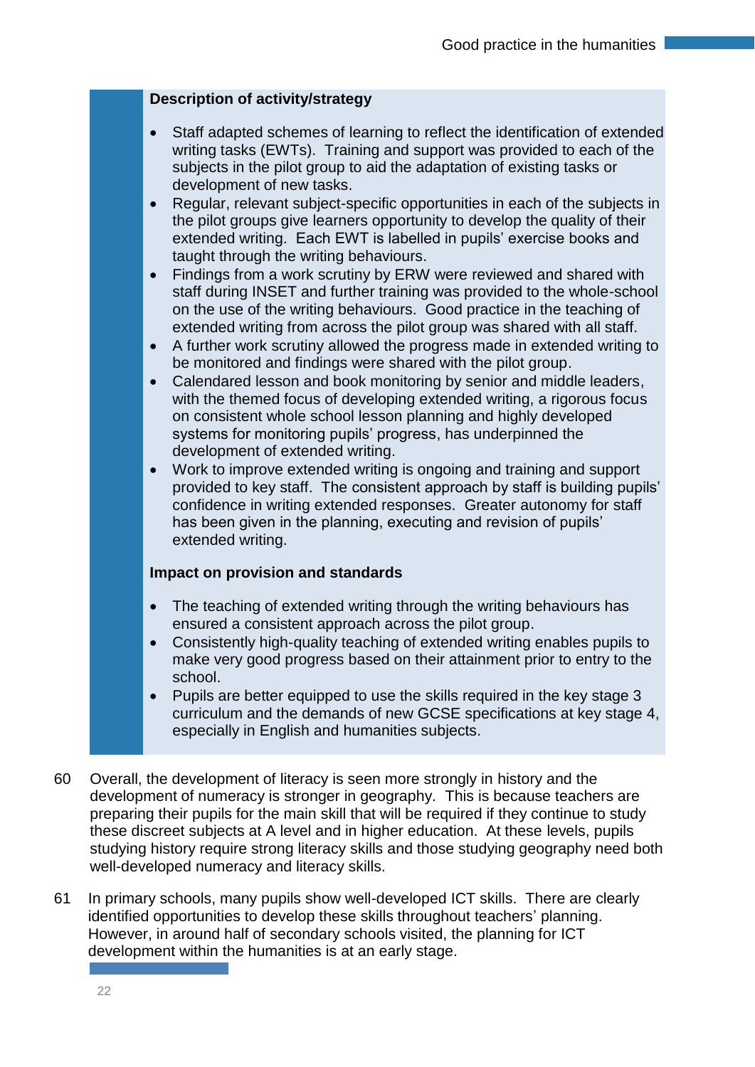**Description of activity/strategy**

- Staff adapted schemes of learning to reflect the identification of extended writing tasks (EWTs). Training and support was provided to each of the subjects in the pilot group to aid the adaptation of existing tasks or development of new tasks.
- Regular, relevant subject-specific opportunities in each of the subjects in the pilot groups give learners opportunity to develop the quality of their extended writing. Each EWT is labelled in pupils' exercise books and taught through the writing behaviours.
- Findings from a work scrutiny by ERW were reviewed and shared with staff during INSET and further training was provided to the whole-school on the use of the writing behaviours. Good practice in the teaching of extended writing from across the pilot group was shared with all staff.
- A further work scrutiny allowed the progress made in extended writing to be monitored and findings were shared with the pilot group.
- Calendared lesson and book monitoring by senior and middle leaders, with the themed focus of developing extended writing, a rigorous focus on consistent whole school lesson planning and highly developed systems for monitoring pupils' progress, has underpinned the development of extended writing.
- Work to improve extended writing is ongoing and training and support provided to key staff. The consistent approach by staff is building pupils' confidence in writing extended responses. Greater autonomy for staff has been given in the planning, executing and revision of pupils' extended writing.

**Impact on provision and standards**

- The teaching of extended writing through the writing behaviours has ensured a consistent approach across the pilot group.
- Consistently high-quality teaching of extended writing enables pupils to make very good progress based on their attainment prior to entry to the school.
- Pupils are better equipped to use the skills required in the key stage 3 curriculum and the demands of new GCSE specifications at key stage 4, especially in English and humanities subjects.

60 Overall, the development of literacy is seen more strongly in history and the development of numeracy is stronger in geography. This is because teachers are preparing their pupils for the main skill that will be required if they continue to study these discreet subjects at A level and in higher education. At these levels, pupils studying history require strong literacy skills and those studying geography need both well-developed numeracy and literacy skills.

61 In primary schools, many pupils show well-developed ICT skills. There are clearly identified opportunities to develop these skills throughout teachers' planning. However, in around half of secondary schools visited, the planning for ICT development within the humanities is at an early stage.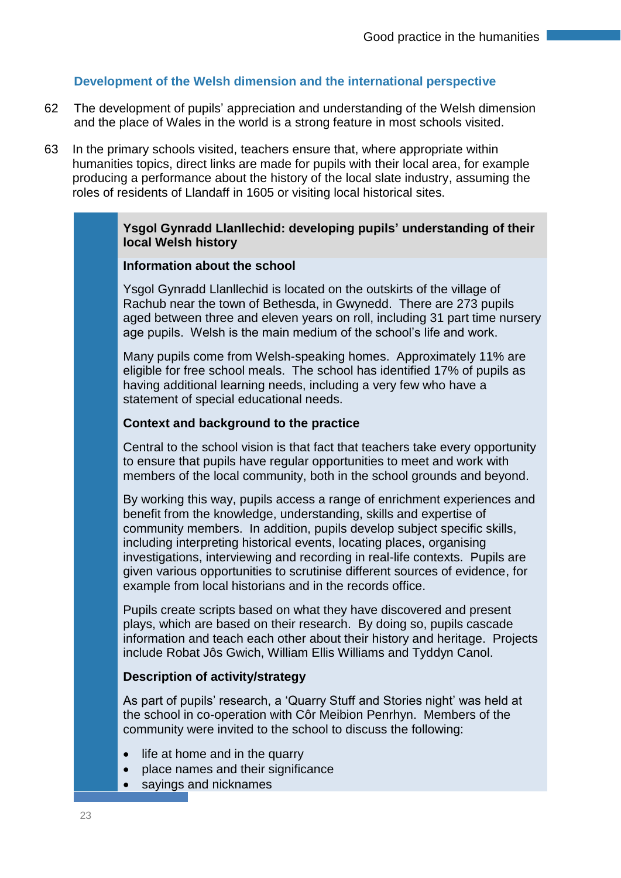### Development of the Welsh dimension and the international perspective

62 The development of pupils' appreciation and understanding of the Welsh dimension and the place of Wales in the world is a strong feature in most schools visited.

63 In the primary schools visited, teachers ensure that, where appropriate within humanities topics, direct links are made for pupils with their local area, for example producing a performance about the history of the local slate industry, assuming the roles of residents of Llandaff in 1605 or visiting local historical sites.

**Ysgol Gynradd Llanllechid: developing pupils' understanding of their local Welsh history**

**Information about the school**

Ysgol Gynradd Llanllechid is located on the outskirts of the village of Rachub near the town of Bethesda, in Gwynedd. There are 273 pupils aged between three and eleven years on roll, including 31 part time nursery age pupils. Welsh is the main medium of the school's life and work.

Many pupils come from Welsh-speaking homes. Approximately 11% are eligible for free school meals. The school has identified 17% of pupils as having additional learning needs, including a very few who have a statement of special educational needs.

**Context and background to the practice**

Central to the school vision is that fact that teachers take every opportunity to ensure that pupils have regular opportunities to meet and work with members of the local community, both in the school grounds and beyond.

By working this way, pupils access a range of enrichment experiences and benefit from the knowledge, understanding, skills and expertise of community members. In addition, pupils develop subject specific skills, including interpreting historical events, locating places, organising investigations, interviewing and recording in real-life contexts. Pupils are given various opportunities to scrutinise different sources of evidence, for example from local historians and in the records office.

Pupils create scripts based on what they have discovered and present plays, which are based on their research. By doing so, pupils cascade information and teach each other about their history and heritage. Projects include Robat Jôs Gwich, William Ellis Williams and Tyddyn Canol.

**Description of activity/strategy**

As part of pupils' research, a 'Quarry Stuff and Stories night' was held at the school in co-operation with Côr Meibion Penrhyn. Members of the community were invited to the school to discuss the following:

- life at home and in the quarry
- place names and their significance
- sayings and nicknames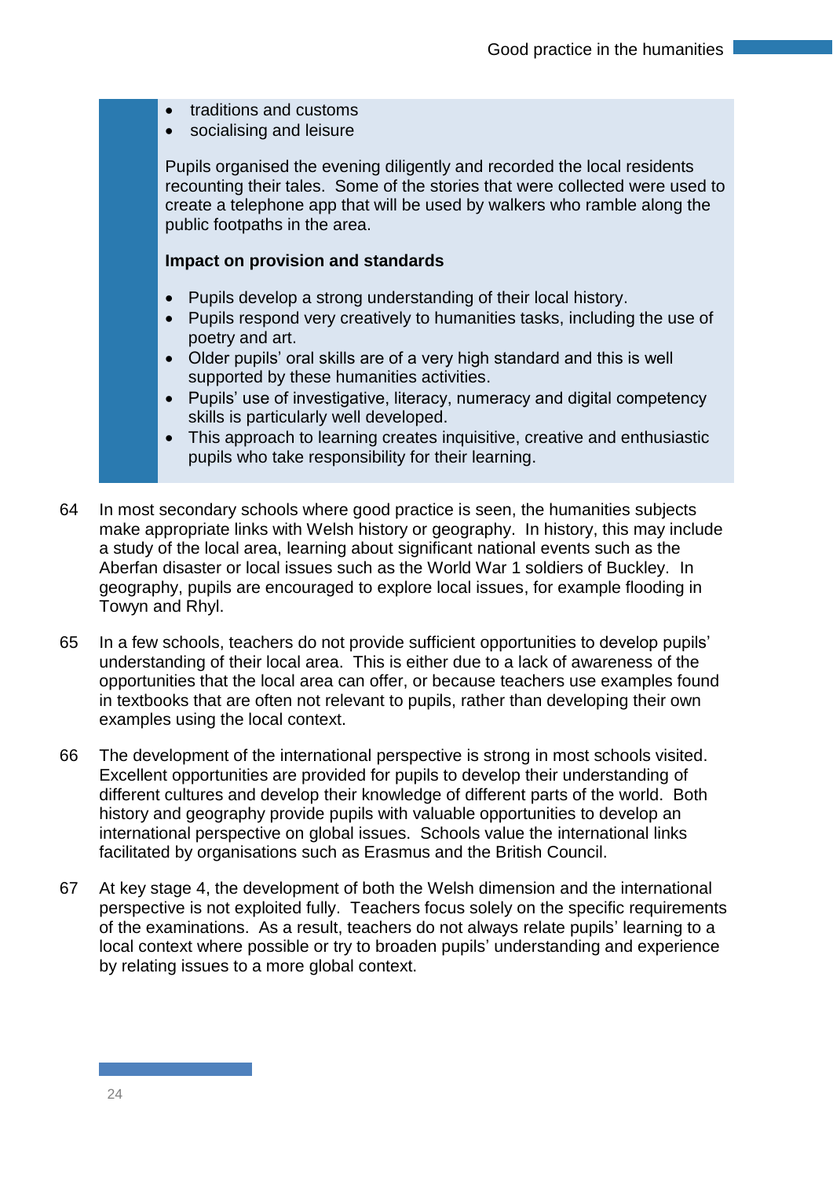- traditions and customs
- socialising and leisure

Pupils organised the evening diligently and recorded the local residents recounting their tales. Some of the stories that were collected were used to create a telephone app that will be used by walkers who ramble along the public footpaths in the area.

**Impact on provision and standards**

- Pupils develop a strong understanding of their local history.
- Pupils respond very creatively to humanities tasks, including the use of poetry and art.
- Older pupils' oral skills are of a very high standard and this is well supported by these humanities activities.
- Pupils' use of investigative, literacy, numeracy and digital competency skills is particularly well developed.
- This approach to learning creates inquisitive, creative and enthusiastic pupils who take responsibility for their learning.

64 In most secondary schools where good practice is seen, the humanities subjects make appropriate links with Welsh history or geography. In history, this may include a study of the local area, learning about significant national events such as the Aberfan disaster or local issues such as the World War 1 soldiers of Buckley. In geography, pupils are encouraged to explore local issues, for example flooding in Towyn and Rhyl.

65 In a few schools, teachers do not provide sufficient opportunities to develop pupils' understanding of their local area. This is either due to a lack of awareness of the opportunities that the local area can offer, or because teachers use examples found in textbooks that are often not relevant to pupils, rather than developing their own examples using the local context.

66 The development of the international perspective is strong in most schools visited. Excellent opportunities are provided for pupils to develop their understanding of different cultures and develop their knowledge of different parts of the world. Both history and geography provide pupils with valuable opportunities to develop an international perspective on global issues. Schools value the international links facilitated by organisations such as Erasmus and the British Council.

67 At key stage 4, the development of both the Welsh dimension and the international perspective is not exploited fully. Teachers focus solely on the specific requirements of the examinations. As a result, teachers do not always relate pupils' learning to a local context where possible or try to broaden pupils' understanding and experience by relating issues to a more global context.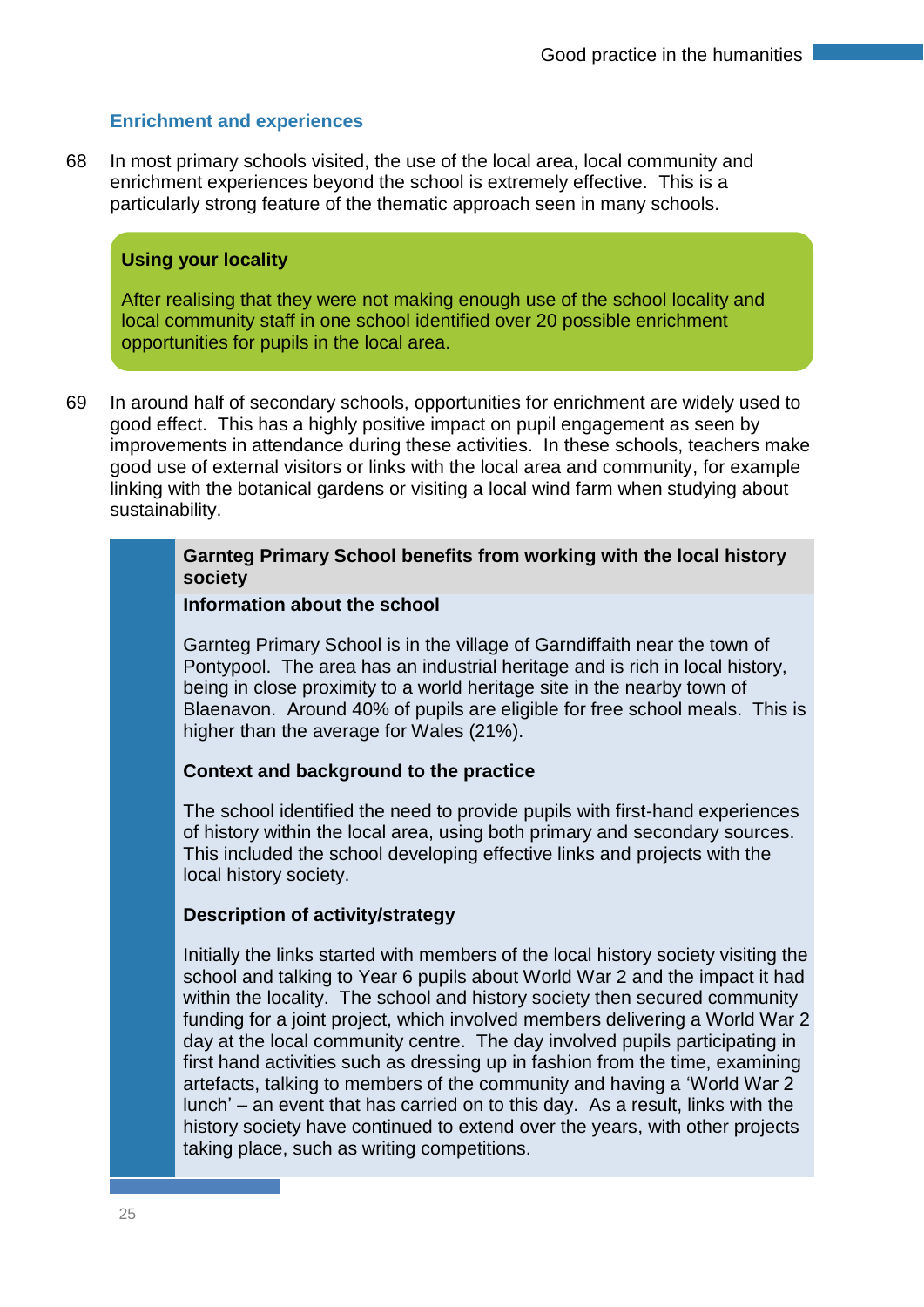### Enrichment and experiences

68 In most primary schools visited, the use of the local area, local community and enrichment experiences beyond the school is extremely effective. This is a particularly strong feature of the thematic approach seen in many schools.

> **Using your locality**
>
> After realising that they were not making enough use of the school locality and local community staff in one school identified over 20 possible enrichment opportunities for pupils in the local area.

69 In around half of secondary schools, opportunities for enrichment are widely used to good effect. This has a highly positive impact on pupil engagement as seen by improvements in attendance during these activities. In these schools, teachers make good use of external visitors or links with the local area and community, for example linking with the botanical gardens or visiting a local wind farm when studying about sustainability.

> **Garnteg Primary School benefits from working with the local history society**
>
> **Information about the school**
>
> Garnteg Primary School is in the village of Garndiffaith near the town of Pontypool. The area has an industrial heritage and is rich in local history, being in close proximity to a world heritage site in the nearby town of Blaenavon. Around 40% of pupils are eligible for free school meals. This is higher than the average for Wales (21%).
>
> **Context and background to the practice**
>
> The school identified the need to provide pupils with first-hand experiences of history within the local area, using both primary and secondary sources. This included the school developing effective links and projects with the local history society.
>
> **Description of activity/strategy**
>
> Initially the links started with members of the local history society visiting the school and talking to Year 6 pupils about World War 2 and the impact it had within the locality. The school and history society then secured community funding for a joint project, which involved members delivering a World War 2 day at the local community centre. The day involved pupils participating in first hand activities such as dressing up in fashion from the time, examining artefacts, talking to members of the community and having a 'World War 2 lunch' – an event that has carried on to this day. As a result, links with the history society have continued to extend over the years, with other projects taking place, such as writing competitions.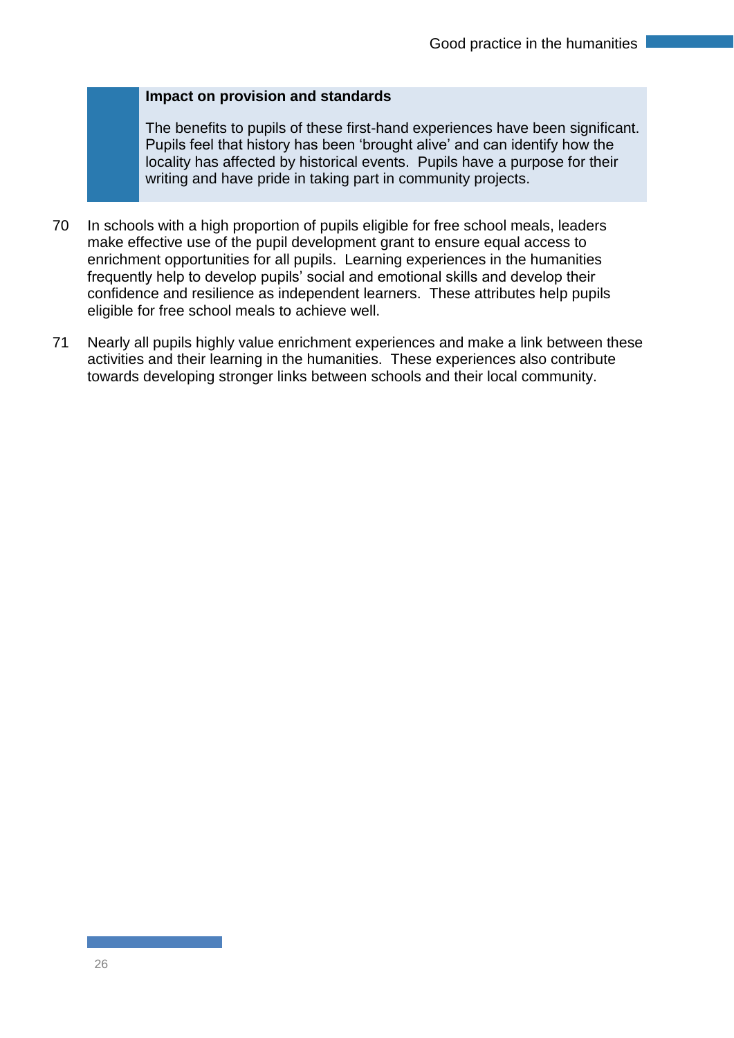**Impact on provision and standards**

The benefits to pupils of these first-hand experiences have been significant. Pupils feel that history has been 'brought alive' and can identify how the locality has affected by historical events. Pupils have a purpose for their writing and have pride in taking part in community projects.

70 In schools with a high proportion of pupils eligible for free school meals, leaders make effective use of the pupil development grant to ensure equal access to enrichment opportunities for all pupils. Learning experiences in the humanities frequently help to develop pupils' social and emotional skills and develop their confidence and resilience as independent learners. These attributes help pupils eligible for free school meals to achieve well.

71 Nearly all pupils highly value enrichment experiences and make a link between these activities and their learning in the humanities. These experiences also contribute towards developing stronger links between schools and their local community.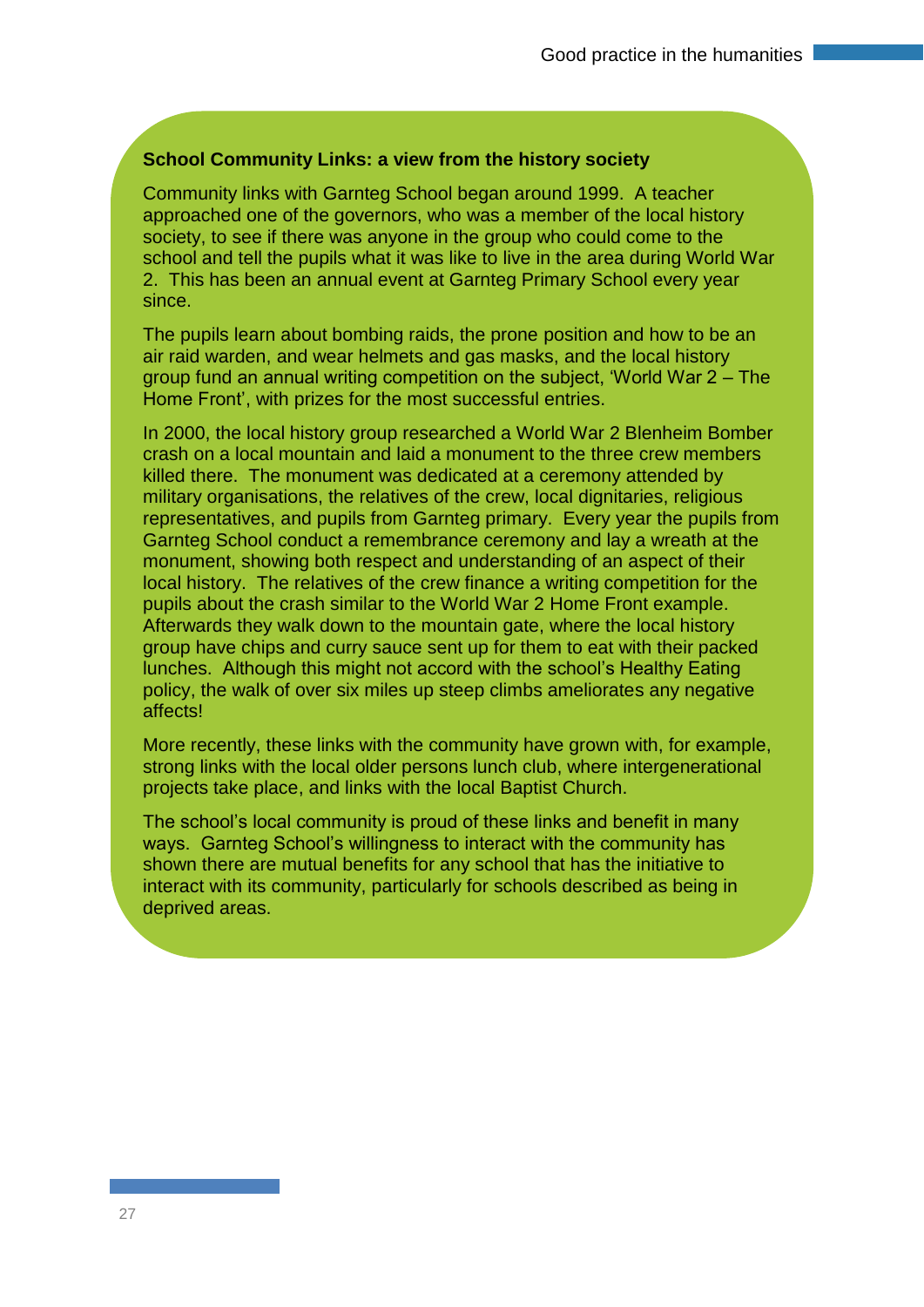**School Community Links: a view from the history society**

Community links with Garnteg School began around 1999. A teacher approached one of the governors, who was a member of the local history society, to see if there was anyone in the group who could come to the school and tell the pupils what it was like to live in the area during World War 2. This has been an annual event at Garnteg Primary School every year since.

The pupils learn about bombing raids, the prone position and how to be an air raid warden, and wear helmets and gas masks, and the local history group fund an annual writing competition on the subject, 'World War 2 – The Home Front', with prizes for the most successful entries.

In 2000, the local history group researched a World War 2 Blenheim Bomber crash on a local mountain and laid a monument to the three crew members killed there. The monument was dedicated at a ceremony attended by military organisations, the relatives of the crew, local dignitaries, religious representatives, and pupils from Garnteg primary. Every year the pupils from Garnteg School conduct a remembrance ceremony and lay a wreath at the monument, showing both respect and understanding of an aspect of their local history. The relatives of the crew finance a writing competition for the pupils about the crash similar to the World War 2 Home Front example. Afterwards they walk down to the mountain gate, where the local history group have chips and curry sauce sent up for them to eat with their packed lunches. Although this might not accord with the school's Healthy Eating policy, the walk of over six miles up steep climbs ameliorates any negative affects!

More recently, these links with the community have grown with, for example, strong links with the local older persons lunch club, where intergenerational projects take place, and links with the local Baptist Church.

The school's local community is proud of these links and benefit in many ways. Garnteg School's willingness to interact with the community has shown there are mutual benefits for any school that has the initiative to interact with its community, particularly for schools described as being in deprived areas.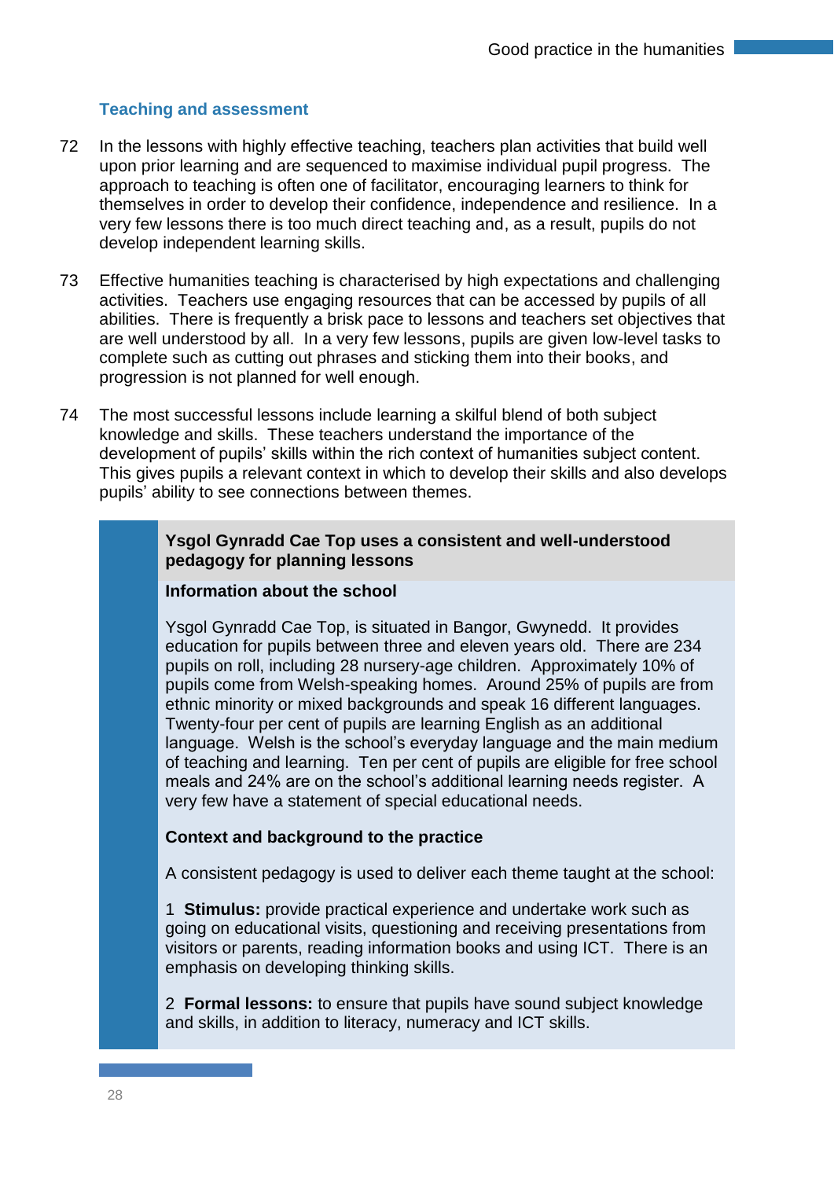### Teaching and assessment

72 In the lessons with highly effective teaching, teachers plan activities that build well upon prior learning and are sequenced to maximise individual pupil progress. The approach to teaching is often one of facilitator, encouraging learners to think for themselves in order to develop their confidence, independence and resilience. In a very few lessons there is too much direct teaching and, as a result, pupils do not develop independent learning skills.

73 Effective humanities teaching is characterised by high expectations and challenging activities. Teachers use engaging resources that can be accessed by pupils of all abilities. There is frequently a brisk pace to lessons and teachers set objectives that are well understood by all. In a very few lessons, pupils are given low-level tasks to complete such as cutting out phrases and sticking them into their books, and progression is not planned for well enough.

74 The most successful lessons include learning a skilful blend of both subject knowledge and skills. These teachers understand the importance of the development of pupils' skills within the rich context of humanities subject content. This gives pupils a relevant context in which to develop their skills and also develops pupils' ability to see connections between themes.

**Ysgol Gynradd Cae Top uses a consistent and well-understood pedagogy for planning lessons**

**Information about the school**

Ysgol Gynradd Cae Top, is situated in Bangor, Gwynedd. It provides education for pupils between three and eleven years old. There are 234 pupils on roll, including 28 nursery-age children. Approximately 10% of pupils come from Welsh-speaking homes. Around 25% of pupils are from ethnic minority or mixed backgrounds and speak 16 different languages. Twenty-four per cent of pupils are learning English as an additional language. Welsh is the school's everyday language and the main medium of teaching and learning. Ten per cent of pupils are eligible for free school meals and 24% are on the school's additional learning needs register. A very few have a statement of special educational needs.

**Context and background to the practice**

A consistent pedagogy is used to deliver each theme taught at the school:

1 **Stimulus:** provide practical experience and undertake work such as going on educational visits, questioning and receiving presentations from visitors or parents, reading information books and using ICT. There is an emphasis on developing thinking skills.

2 **Formal lessons:** to ensure that pupils have sound subject knowledge and skills, in addition to literacy, numeracy and ICT skills.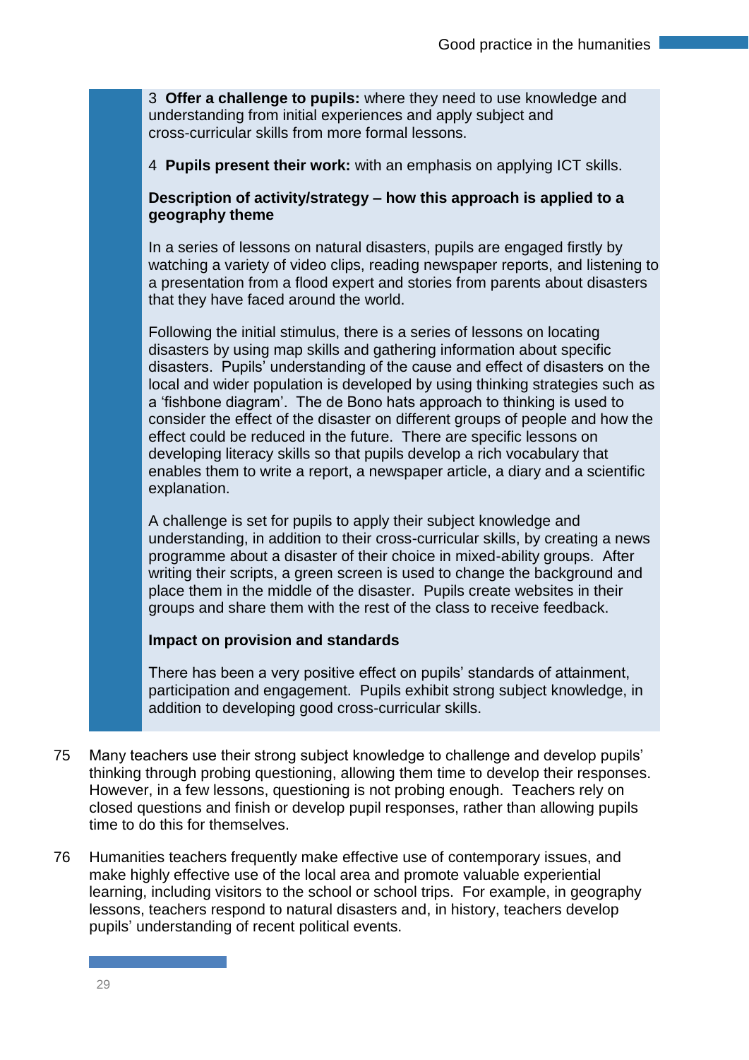3 **Offer a challenge to pupils:** where they need to use knowledge and understanding from initial experiences and apply subject and cross-curricular skills from more formal lessons.

4 **Pupils present their work:** with an emphasis on applying ICT skills.

**Description of activity/strategy – how this approach is applied to a geography theme**

In a series of lessons on natural disasters, pupils are engaged firstly by watching a variety of video clips, reading newspaper reports, and listening to a presentation from a flood expert and stories from parents about disasters that they have faced around the world.

Following the initial stimulus, there is a series of lessons on locating disasters by using map skills and gathering information about specific disasters. Pupils' understanding of the cause and effect of disasters on the local and wider population is developed by using thinking strategies such as a 'fishbone diagram'. The de Bono hats approach to thinking is used to consider the effect of the disaster on different groups of people and how the effect could be reduced in the future. There are specific lessons on developing literacy skills so that pupils develop a rich vocabulary that enables them to write a report, a newspaper article, a diary and a scientific explanation.

A challenge is set for pupils to apply their subject knowledge and understanding, in addition to their cross-curricular skills, by creating a news programme about a disaster of their choice in mixed-ability groups. After writing their scripts, a green screen is used to change the background and place them in the middle of the disaster. Pupils create websites in their groups and share them with the rest of the class to receive feedback.

**Impact on provision and standards**

There has been a very positive effect on pupils' standards of attainment, participation and engagement. Pupils exhibit strong subject knowledge, in addition to developing good cross-curricular skills.

75 Many teachers use their strong subject knowledge to challenge and develop pupils' thinking through probing questioning, allowing them time to develop their responses. However, in a few lessons, questioning is not probing enough. Teachers rely on closed questions and finish or develop pupil responses, rather than allowing pupils time to do this for themselves.

76 Humanities teachers frequently make effective use of contemporary issues, and make highly effective use of the local area and promote valuable experiential learning, including visitors to the school or school trips. For example, in geography lessons, teachers respond to natural disasters and, in history, teachers develop pupils' understanding of recent political events.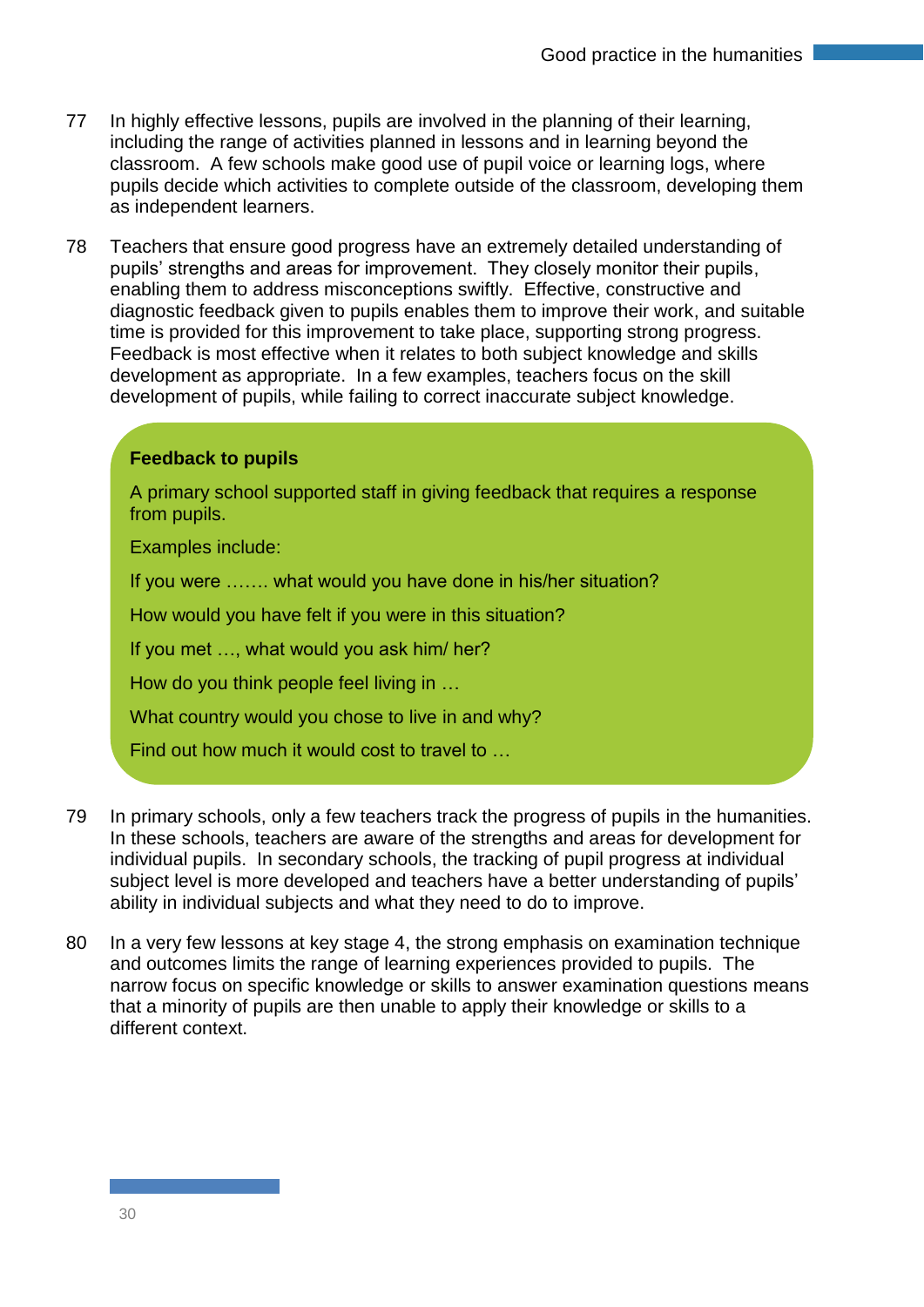77 In highly effective lessons, pupils are involved in the planning of their learning, including the range of activities planned in lessons and in learning beyond the classroom. A few schools make good use of pupil voice or learning logs, where pupils decide which activities to complete outside of the classroom, developing them as independent learners.

78 Teachers that ensure good progress have an extremely detailed understanding of pupils' strengths and areas for improvement. They closely monitor their pupils, enabling them to address misconceptions swiftly. Effective, constructive and diagnostic feedback given to pupils enables them to improve their work, and suitable time is provided for this improvement to take place, supporting strong progress. Feedback is most effective when it relates to both subject knowledge and skills development as appropriate. In a few examples, teachers focus on the skill development of pupils, while failing to correct inaccurate subject knowledge.

**Feedback to pupils**

A primary school supported staff in giving feedback that requires a response from pupils.

Examples include:

If you were ……. what would you have done in his/her situation?

How would you have felt if you were in this situation?

If you met …, what would you ask him/ her?

How do you think people feel living in …

What country would you chose to live in and why?

Find out how much it would cost to travel to …

79 In primary schools, only a few teachers track the progress of pupils in the humanities. In these schools, teachers are aware of the strengths and areas for development for individual pupils. In secondary schools, the tracking of pupil progress at individual subject level is more developed and teachers have a better understanding of pupils' ability in individual subjects and what they need to do to improve.

80 In a very few lessons at key stage 4, the strong emphasis on examination technique and outcomes limits the range of learning experiences provided to pupils. The narrow focus on specific knowledge or skills to answer examination questions means that a minority of pupils are then unable to apply their knowledge or skills to a different context.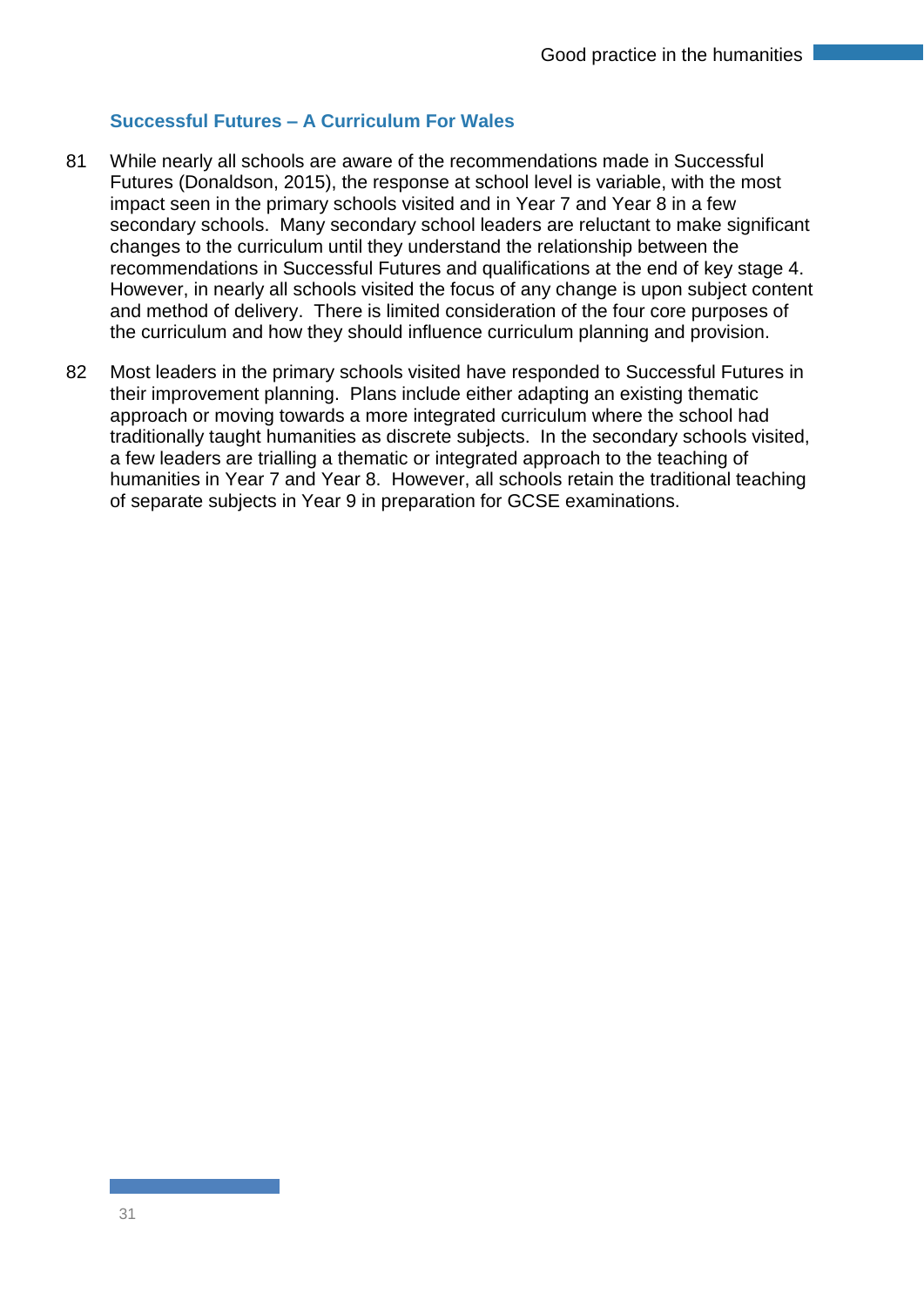### Successful Futures – A Curriculum For Wales

81 While nearly all schools are aware of the recommendations made in Successful Futures (Donaldson, 2015), the response at school level is variable, with the most impact seen in the primary schools visited and in Year 7 and Year 8 in a few secondary schools. Many secondary school leaders are reluctant to make significant changes to the curriculum until they understand the relationship between the recommendations in Successful Futures and qualifications at the end of key stage 4. However, in nearly all schools visited the focus of any change is upon subject content and method of delivery. There is limited consideration of the four core purposes of the curriculum and how they should influence curriculum planning and provision.

82 Most leaders in the primary schools visited have responded to Successful Futures in their improvement planning. Plans include either adapting an existing thematic approach or moving towards a more integrated curriculum where the school had traditionally taught humanities as discrete subjects. In the secondary schools visited, a few leaders are trialling a thematic or integrated approach to the teaching of humanities in Year 7 and Year 8. However, all schools retain the traditional teaching of separate subjects in Year 9 in preparation for GCSE examinations.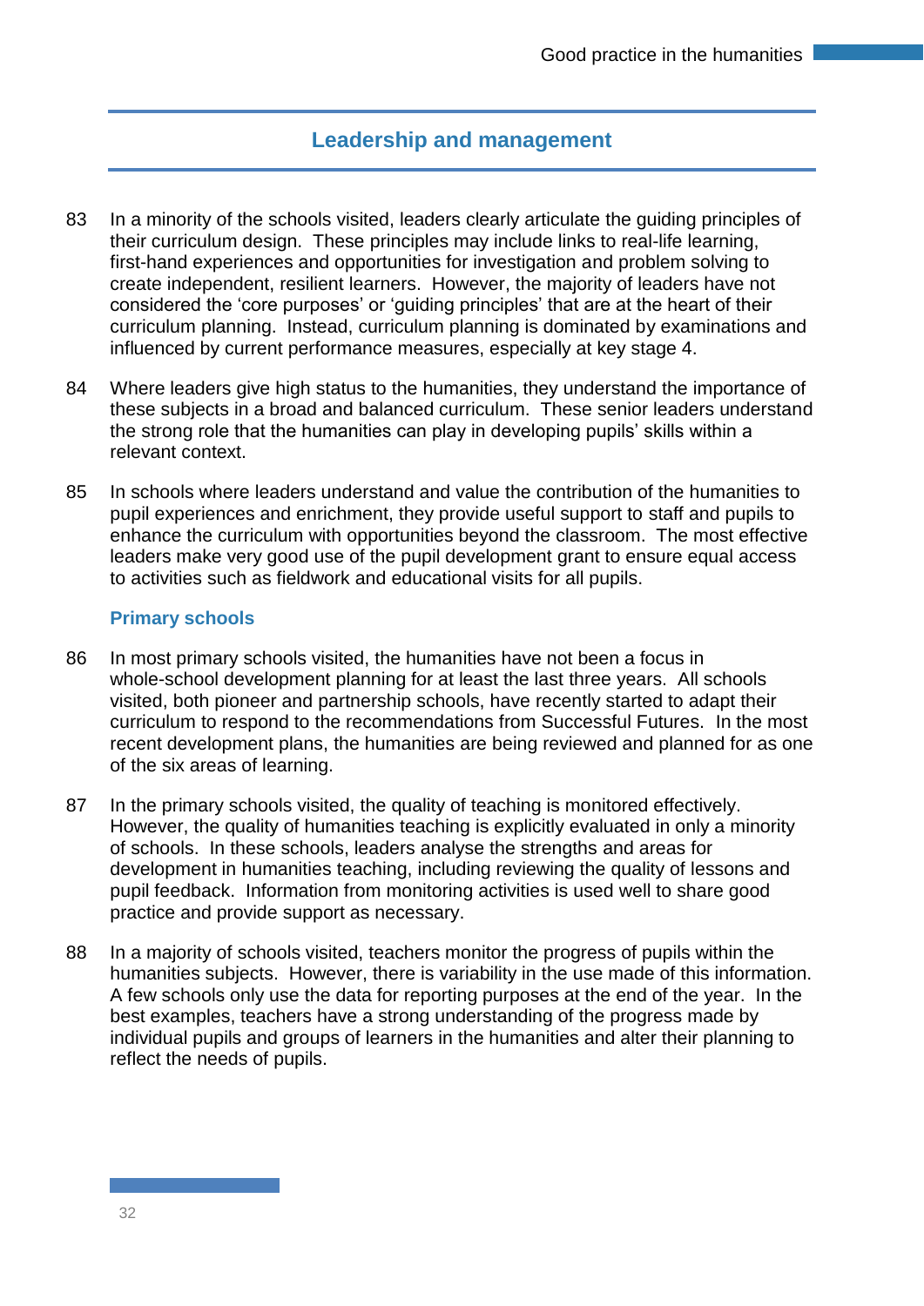## Leadership and management

83 In a minority of the schools visited, leaders clearly articulate the guiding principles of their curriculum design. These principles may include links to real-life learning, first-hand experiences and opportunities for investigation and problem solving to create independent, resilient learners. However, the majority of leaders have not considered the 'core purposes' or 'guiding principles' that are at the heart of their curriculum planning. Instead, curriculum planning is dominated by examinations and influenced by current performance measures, especially at key stage 4.

84 Where leaders give high status to the humanities, they understand the importance of these subjects in a broad and balanced curriculum. These senior leaders understand the strong role that the humanities can play in developing pupils' skills within a relevant context.

85 In schools where leaders understand and value the contribution of the humanities to pupil experiences and enrichment, they provide useful support to staff and pupils to enhance the curriculum with opportunities beyond the classroom. The most effective leaders make very good use of the pupil development grant to ensure equal access to activities such as fieldwork and educational visits for all pupils.

### Primary schools

86 In most primary schools visited, the humanities have not been a focus in whole-school development planning for at least the last three years. All schools visited, both pioneer and partnership schools, have recently started to adapt their curriculum to respond to the recommendations from Successful Futures. In the most recent development plans, the humanities are being reviewed and planned for as one of the six areas of learning.

87 In the primary schools visited, the quality of teaching is monitored effectively. However, the quality of humanities teaching is explicitly evaluated in only a minority of schools. In these schools, leaders analyse the strengths and areas for development in humanities teaching, including reviewing the quality of lessons and pupil feedback. Information from monitoring activities is used well to share good practice and provide support as necessary.

88 In a majority of schools visited, teachers monitor the progress of pupils within the humanities subjects. However, there is variability in the use made of this information. A few schools only use the data for reporting purposes at the end of the year. In the best examples, teachers have a strong understanding of the progress made by individual pupils and groups of learners in the humanities and alter their planning to reflect the needs of pupils.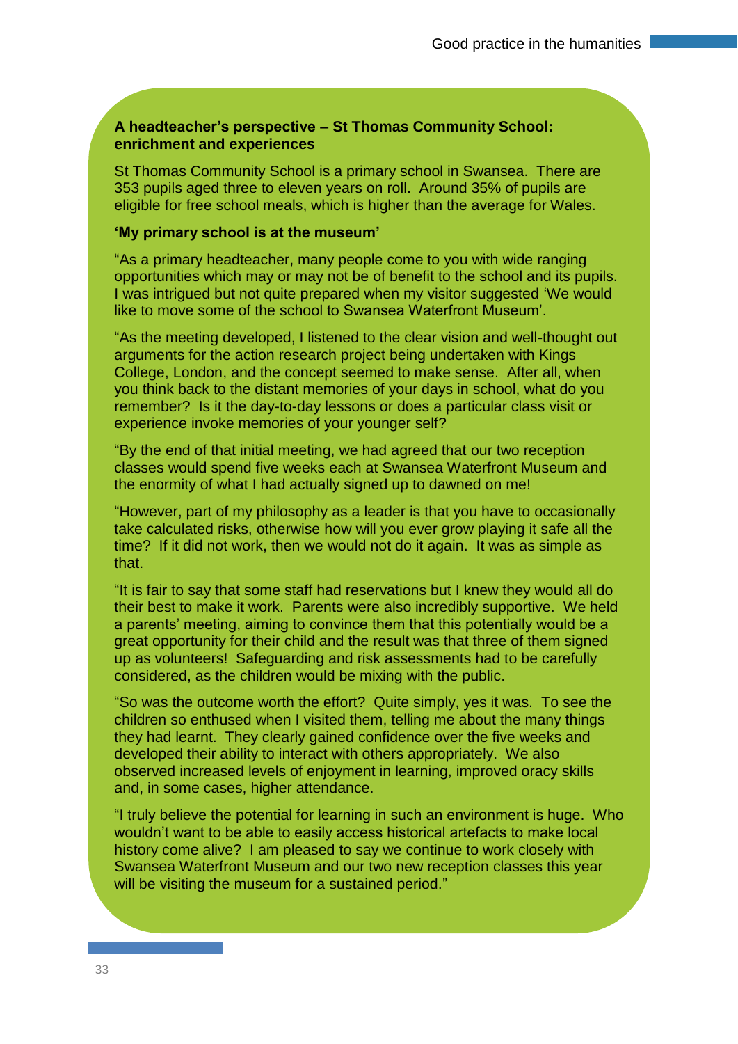**A headteacher's perspective – St Thomas Community School: enrichment and experiences**

St Thomas Community School is a primary school in Swansea. There are 353 pupils aged three to eleven years on roll. Around 35% of pupils are eligible for free school meals, which is higher than the average for Wales.

**'My primary school is at the museum'**

"As a primary headteacher, many people come to you with wide ranging opportunities which may or may not be of benefit to the school and its pupils. I was intrigued but not quite prepared when my visitor suggested 'We would like to move some of the school to Swansea Waterfront Museum'.

"As the meeting developed, I listened to the clear vision and well-thought out arguments for the action research project being undertaken with Kings College, London, and the concept seemed to make sense. After all, when you think back to the distant memories of your days in school, what do you remember? Is it the day-to-day lessons or does a particular class visit or experience invoke memories of your younger self?

"By the end of that initial meeting, we had agreed that our two reception classes would spend five weeks each at Swansea Waterfront Museum and the enormity of what I had actually signed up to dawned on me!

"However, part of my philosophy as a leader is that you have to occasionally take calculated risks, otherwise how will you ever grow playing it safe all the time? If it did not work, then we would not do it again. It was as simple as that.

"It is fair to say that some staff had reservations but I knew they would all do their best to make it work. Parents were also incredibly supportive. We held a parents' meeting, aiming to convince them that this potentially would be a great opportunity for their child and the result was that three of them signed up as volunteers! Safeguarding and risk assessments had to be carefully considered, as the children would be mixing with the public.

"So was the outcome worth the effort? Quite simply, yes it was. To see the children so enthused when I visited them, telling me about the many things they had learnt. They clearly gained confidence over the five weeks and developed their ability to interact with others appropriately. We also observed increased levels of enjoyment in learning, improved oracy skills and, in some cases, higher attendance.

"I truly believe the potential for learning in such an environment is huge. Who wouldn't want to be able to easily access historical artefacts to make local history come alive? I am pleased to say we continue to work closely with Swansea Waterfront Museum and our two new reception classes this year will be visiting the museum for a sustained period."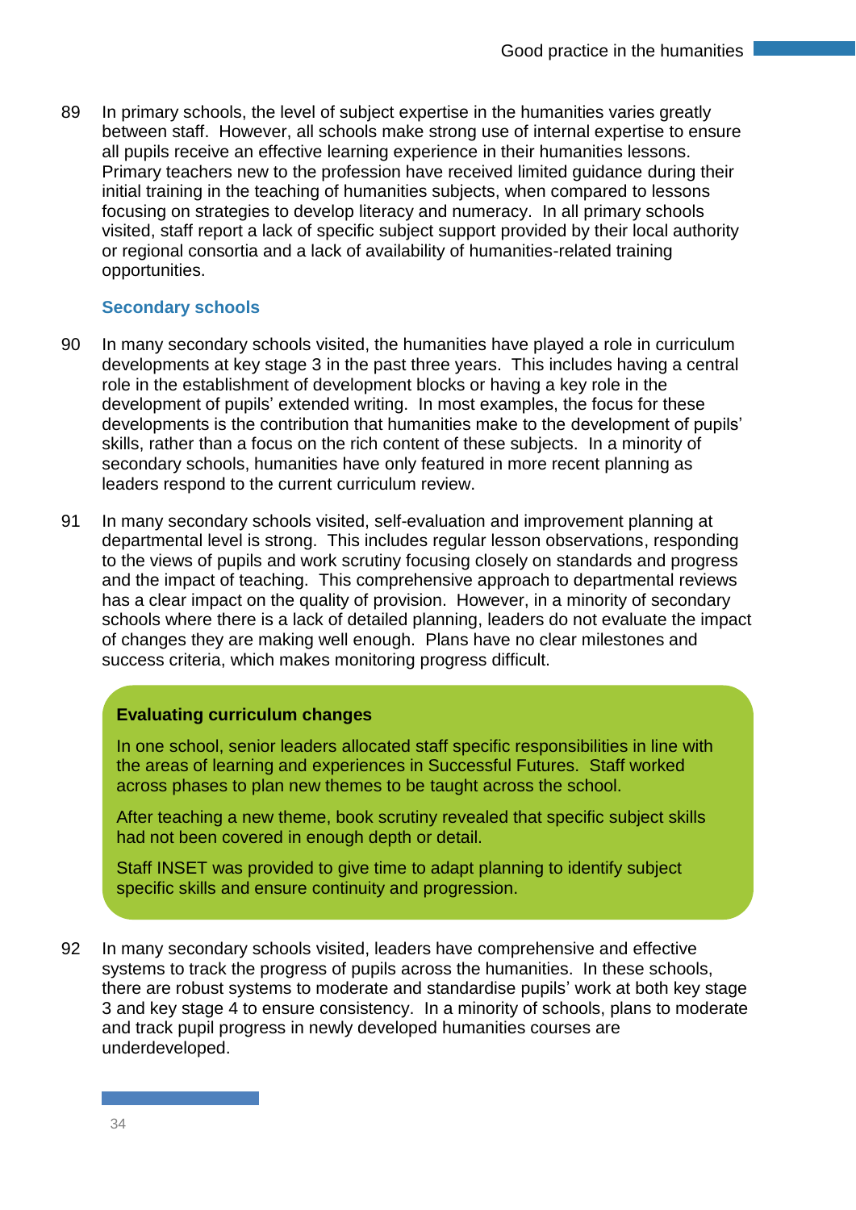89 In primary schools, the level of subject expertise in the humanities varies greatly between staff. However, all schools make strong use of internal expertise to ensure all pupils receive an effective learning experience in their humanities lessons. Primary teachers new to the profession have received limited guidance during their initial training in the teaching of humanities subjects, when compared to lessons focusing on strategies to develop literacy and numeracy. In all primary schools visited, staff report a lack of specific subject support provided by their local authority or regional consortia and a lack of availability of humanities-related training opportunities.

### Secondary schools

90 In many secondary schools visited, the humanities have played a role in curriculum developments at key stage 3 in the past three years. This includes having a central role in the establishment of development blocks or having a key role in the development of pupils' extended writing. In most examples, the focus for these developments is the contribution that humanities make to the development of pupils' skills, rather than a focus on the rich content of these subjects. In a minority of secondary schools, humanities have only featured in more recent planning as leaders respond to the current curriculum review.

91 In many secondary schools visited, self-evaluation and improvement planning at departmental level is strong. This includes regular lesson observations, responding to the views of pupils and work scrutiny focusing closely on standards and progress and the impact of teaching. This comprehensive approach to departmental reviews has a clear impact on the quality of provision. However, in a minority of secondary schools where there is a lack of detailed planning, leaders do not evaluate the impact of changes they are making well enough. Plans have no clear milestones and success criteria, which makes monitoring progress difficult.

> **Evaluating curriculum changes**
>
> In one school, senior leaders allocated staff specific responsibilities in line with the areas of learning and experiences in Successful Futures. Staff worked across phases to plan new themes to be taught across the school.
>
> After teaching a new theme, book scrutiny revealed that specific subject skills had not been covered in enough depth or detail.
>
> Staff INSET was provided to give time to adapt planning to identify subject specific skills and ensure continuity and progression.

92 In many secondary schools visited, leaders have comprehensive and effective systems to track the progress of pupils across the humanities. In these schools, there are robust systems to moderate and standardise pupils' work at both key stage 3 and key stage 4 to ensure consistency. In a minority of schools, plans to moderate and track pupil progress in newly developed humanities courses are underdeveloped.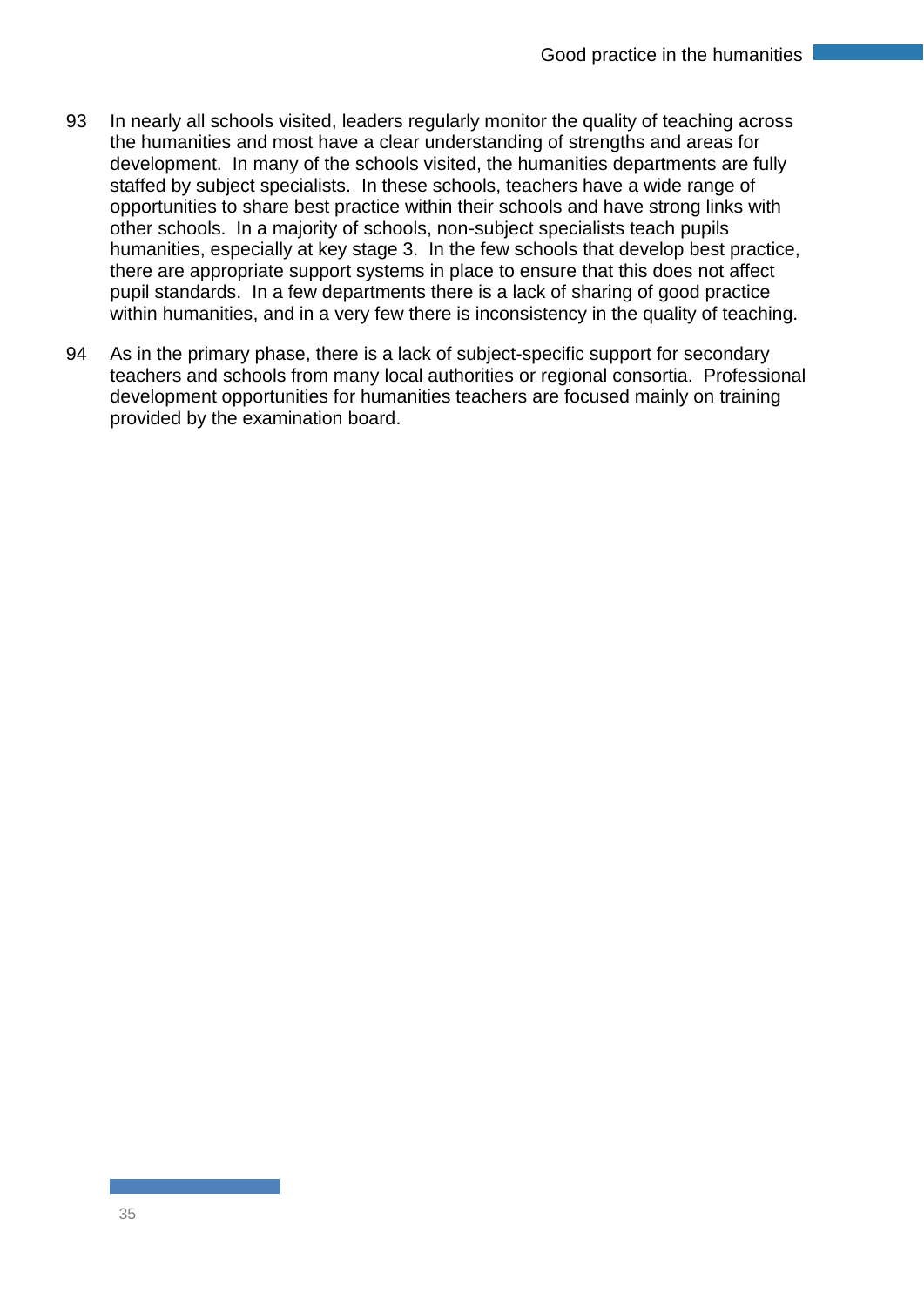93 In nearly all schools visited, leaders regularly monitor the quality of teaching across the humanities and most have a clear understanding of strengths and areas for development. In many of the schools visited, the humanities departments are fully staffed by subject specialists. In these schools, teachers have a wide range of opportunities to share best practice within their schools and have strong links with other schools. In a majority of schools, non-subject specialists teach pupils humanities, especially at key stage 3. In the few schools that develop best practice, there are appropriate support systems in place to ensure that this does not affect pupil standards. In a few departments there is a lack of sharing of good practice within humanities, and in a very few there is inconsistency in the quality of teaching.

94 As in the primary phase, there is a lack of subject-specific support for secondary teachers and schools from many local authorities or regional consortia. Professional development opportunities for humanities teachers are focused mainly on training provided by the examination board.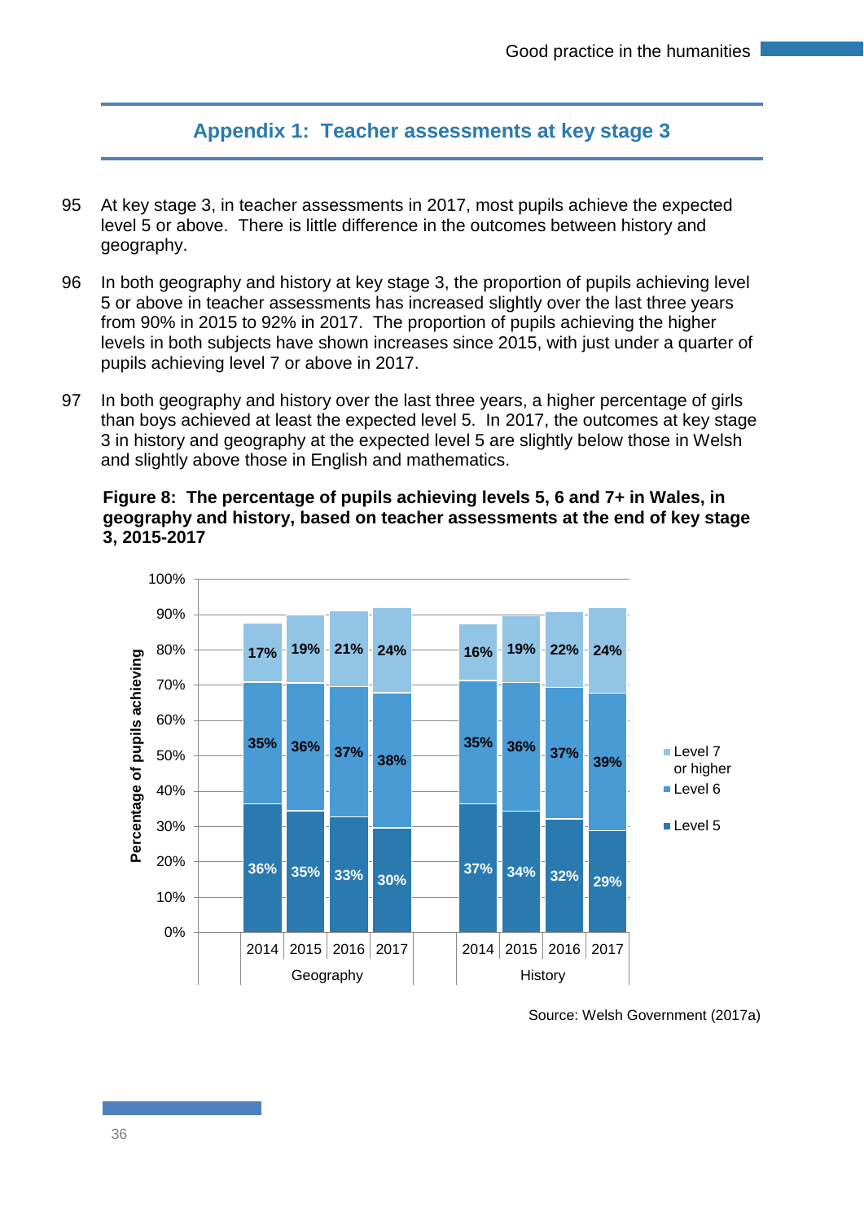## Appendix 1: Teacher assessments at key stage 3

95 At key stage 3, in teacher assessments in 2017, most pupils achieve the expected level 5 or above. There is little difference in the outcomes between history and geography.

96 In both geography and history at key stage 3, the proportion of pupils achieving level 5 or above in teacher assessments has increased slightly over the last three years from 90% in 2015 to 92% in 2017. The proportion of pupils achieving the higher levels in both subjects have shown increases since 2015, with just under a quarter of pupils achieving level 7 or above in 2017.

97 In both geography and history over the last three years, a higher percentage of girls than boys achieved at least the expected level 5. In 2017, the outcomes at key stage 3 in history and geography at the expected level 5 are slightly below those in Welsh and slightly above those in English and mathematics.

**Figure 8: The percentage of pupils achieving levels 5, 6 and 7+ in Wales, in geography and history, based on teacher assessments at the end of key stage 3, 2015-2017**

| Subject | Year | Level 5 | Level 6 | Level 7 or higher |
|---|---|---|---|---|
| Geography | 2014 | 36% | 35% | 17% |
| Geography | 2015 | 35% | 36% | 19% |
| Geography | 2016 | 33% | 37% | 21% |
| Geography | 2017 | 30% | 38% | 24% |
| History | 2014 | 37% | 35% | 16% |
| History | 2015 | 34% | 36% | 19% |
| History | 2016 | 32% | 37% | 22% |
| History | 2017 | 29% | 39% | 24% |

Source: Welsh Government (2017a)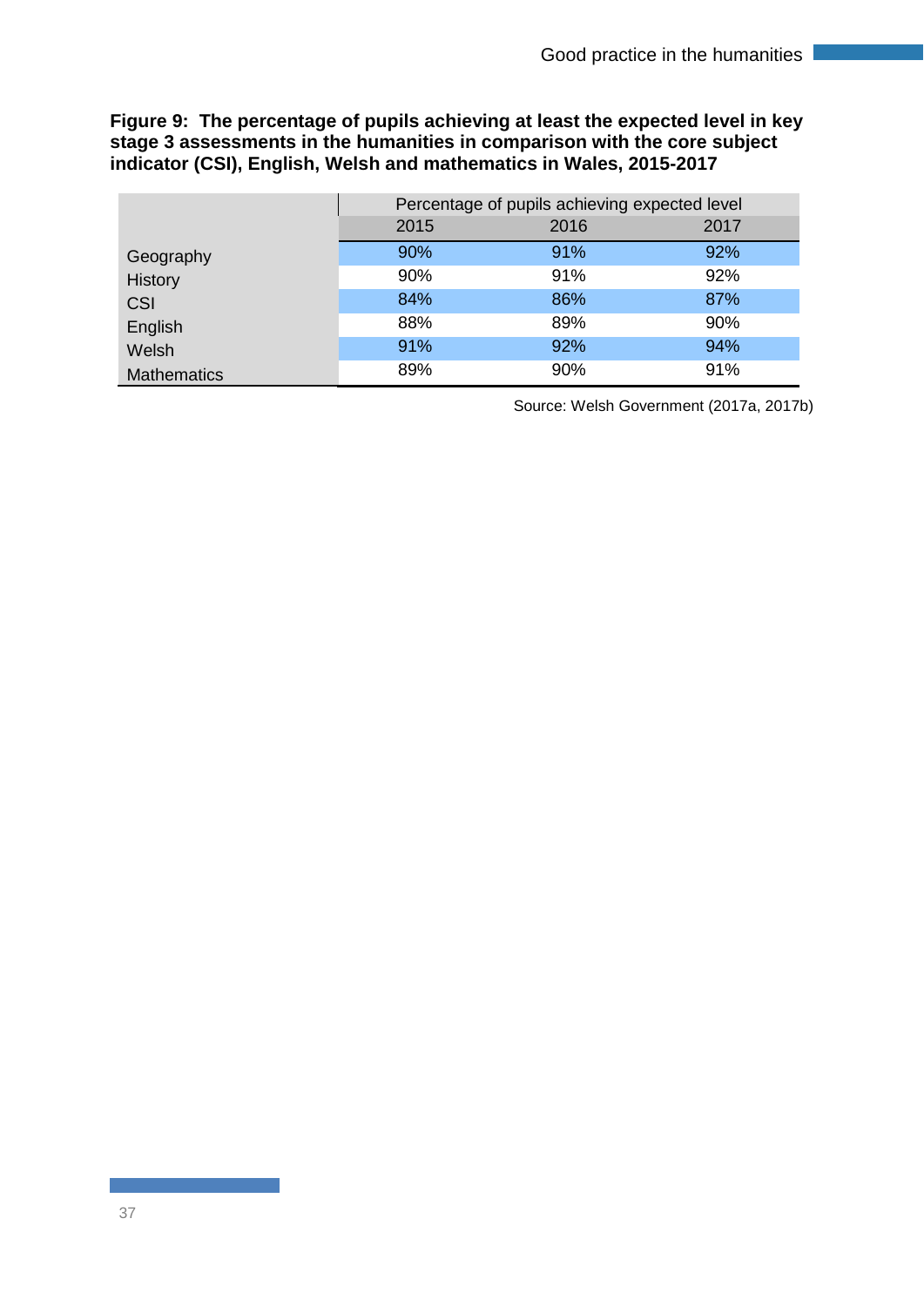**Figure 9: The percentage of pupils achieving at least the expected level in key stage 3 assessments in the humanities in comparison with the core subject indicator (CSI), English, Welsh and mathematics in Wales, 2015-2017**

| | Percentage of pupils achieving expected level | | |
|---|---|---|---|
| | 2015 | 2016 | 2017 |
| Geography | 90% | 91% | 92% |
| History | 90% | 91% | 92% |
| CSI | 84% | 86% | 87% |
| English | 88% | 89% | 90% |
| Welsh | 91% | 92% | 94% |
| Mathematics | 89% | 90% | 91% |

Source: Welsh Government (2017a, 2017b)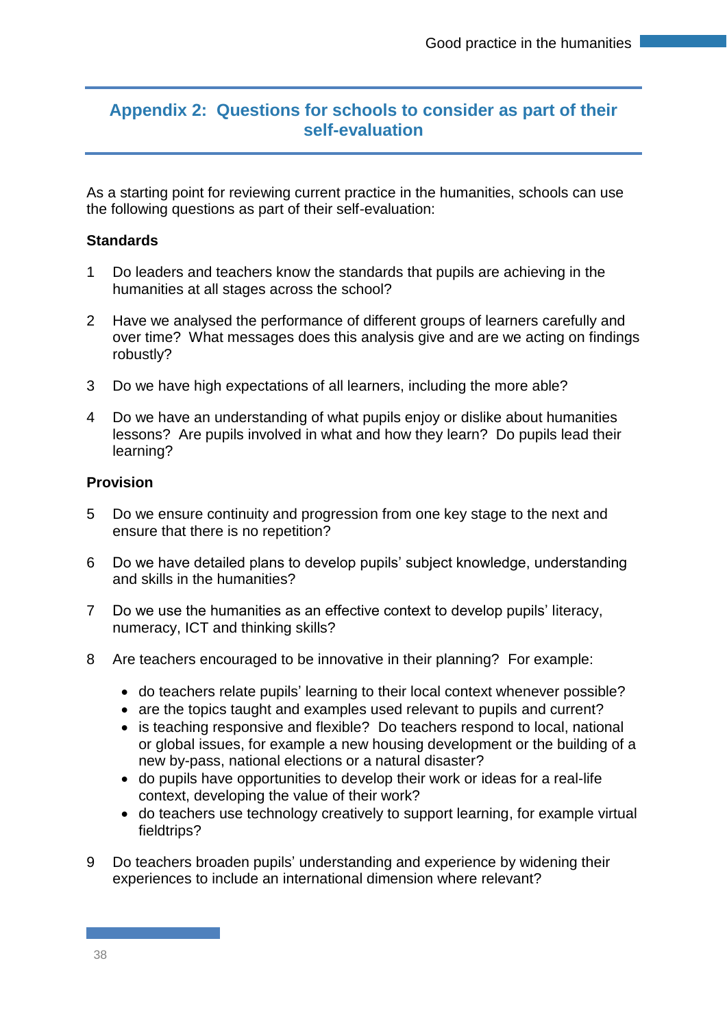## Appendix 2: Questions for schools to consider as part of their self-evaluation

As a starting point for reviewing current practice in the humanities, schools can use the following questions as part of their self-evaluation:

**Standards**

1. Do leaders and teachers know the standards that pupils are achieving in the humanities at all stages across the school?

2. Have we analysed the performance of different groups of learners carefully and over time? What messages does this analysis give and are we acting on findings robustly?

3. Do we have high expectations of all learners, including the more able?

4. Do we have an understanding of what pupils enjoy or dislike about humanities lessons? Are pupils involved in what and how they learn? Do pupils lead their learning?

**Provision**

5. Do we ensure continuity and progression from one key stage to the next and ensure that there is no repetition?

6. Do we have detailed plans to develop pupils' subject knowledge, understanding and skills in the humanities?

7. Do we use the humanities as an effective context to develop pupils' literacy, numeracy, ICT and thinking skills?

8. Are teachers encouraged to be innovative in their planning? For example:

   - do teachers relate pupils' learning to their local context whenever possible?
   - are the topics taught and examples used relevant to pupils and current?
   - is teaching responsive and flexible? Do teachers respond to local, national or global issues, for example a new housing development or the building of a new by-pass, national elections or a natural disaster?
   - do pupils have opportunities to develop their work or ideas for a real-life context, developing the value of their work?
   - do teachers use technology creatively to support learning, for example virtual fieldtrips?

9. Do teachers broaden pupils' understanding and experience by widening their experiences to include an international dimension where relevant?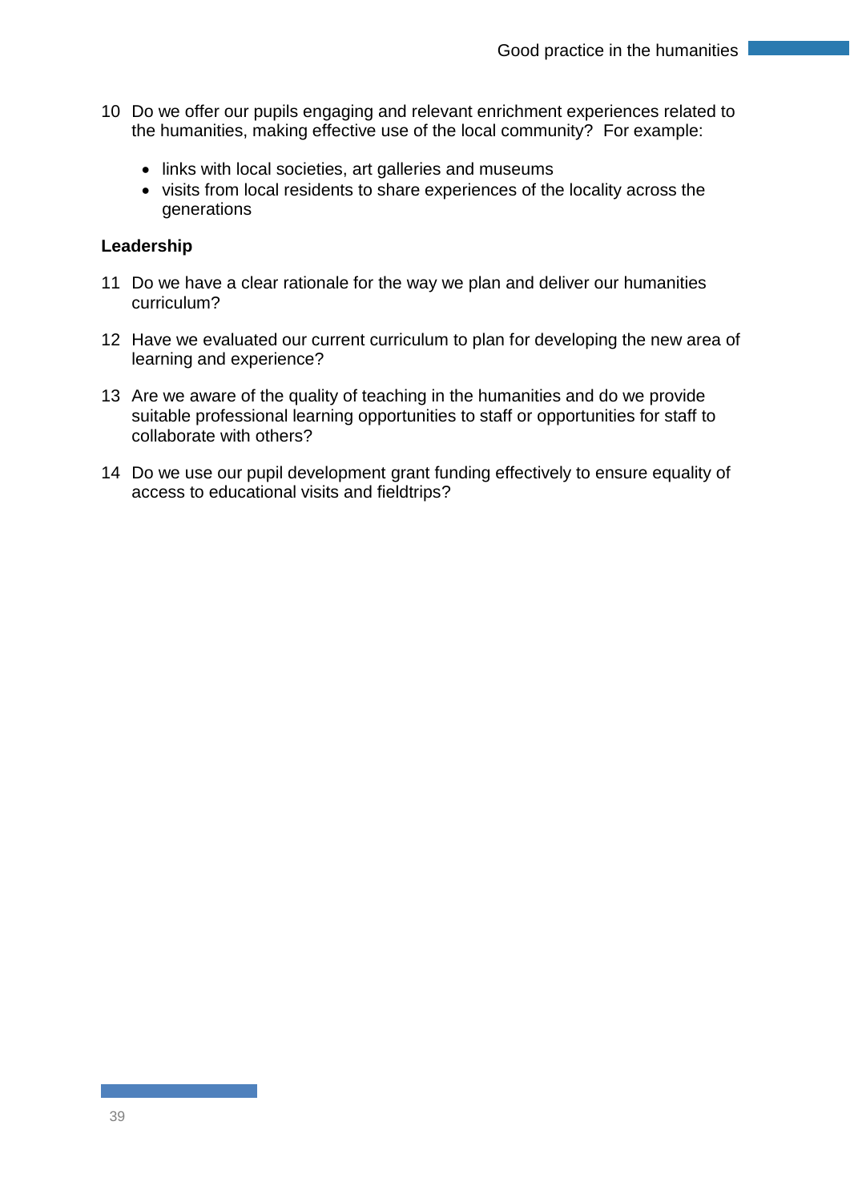10 Do we offer our pupils engaging and relevant enrichment experiences related to the humanities, making effective use of the local community? For example:

   - links with local societies, art galleries and museums
   - visits from local residents to share experiences of the locality across the generations

**Leadership**

11 Do we have a clear rationale for the way we plan and deliver our humanities curriculum?

12 Have we evaluated our current curriculum to plan for developing the new area of learning and experience?

13 Are we aware of the quality of teaching in the humanities and do we provide suitable professional learning opportunities to staff or opportunities for staff to collaborate with others?

14 Do we use our pupil development grant funding effectively to ensure equality of access to educational visits and fieldtrips?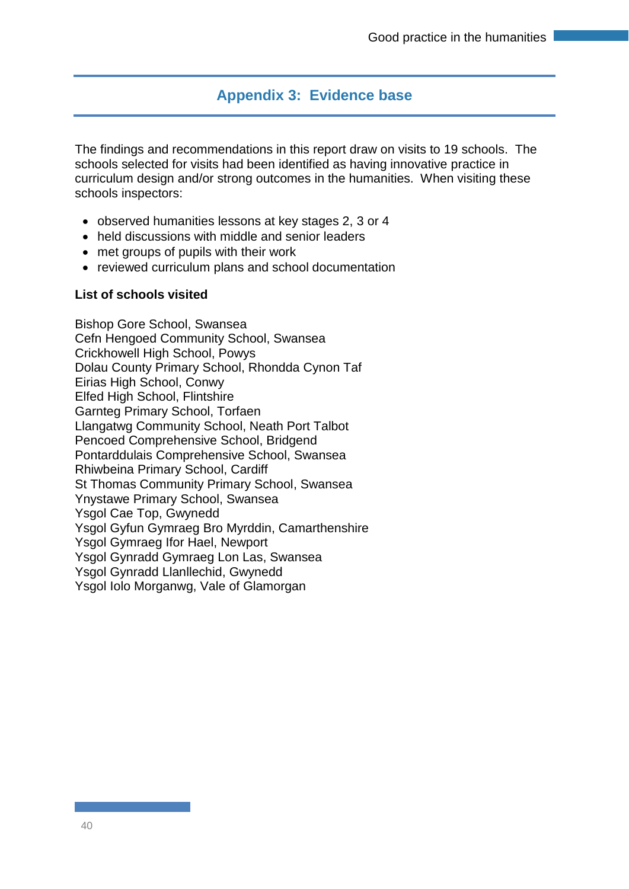## Appendix 3: Evidence base

The findings and recommendations in this report draw on visits to 19 schools. The schools selected for visits had been identified as having innovative practice in curriculum design and/or strong outcomes in the humanities. When visiting these schools inspectors:

- observed humanities lessons at key stages 2, 3 or 4
- held discussions with middle and senior leaders
- met groups of pupils with their work
- reviewed curriculum plans and school documentation

**List of schools visited**

Bishop Gore School, Swansea
Cefn Hengoed Community School, Swansea
Crickhowell High School, Powys
Dolau County Primary School, Rhondda Cynon Taf
Eirias High School, Conwy
Elfed High School, Flintshire
Garnteg Primary School, Torfaen
Llangatwg Community School, Neath Port Talbot
Pencoed Comprehensive School, Bridgend
Pontarddulais Comprehensive School, Swansea
Rhiwbeina Primary School, Cardiff
St Thomas Community Primary School, Swansea
Ynystawe Primary School, Swansea
Ysgol Cae Top, Gwynedd
Ysgol Gyfun Gymraeg Bro Myrddin, Camarthenshire
Ysgol Gymraeg Ifor Hael, Newport
Ysgol Gynradd Gymraeg Lon Las, Swansea
Ysgol Gynradd Llanllechid, Gwynedd
Ysgol Iolo Morganwg, Vale of Glamorgan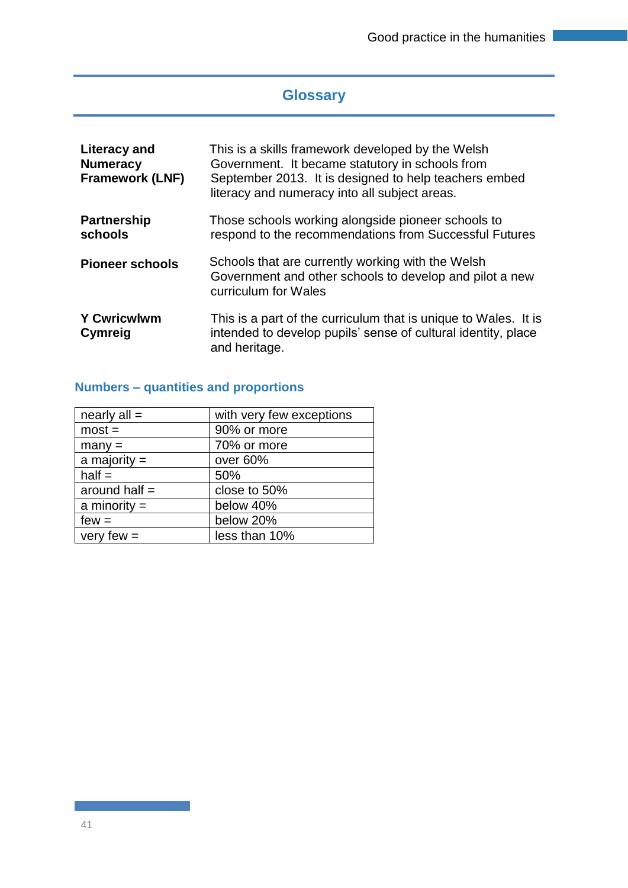## Glossary

**Literacy and Numeracy Framework (LNF)** — This is a skills framework developed by the Welsh Government. It became statutory in schools from September 2013. It is designed to help teachers embed literacy and numeracy into all subject areas.

**Partnership schools** — Those schools working alongside pioneer schools to respond to the recommendations from Successful Futures

**Pioneer schools** — Schools that are currently working with the Welsh Government and other schools to develop and pilot a new curriculum for Wales

**Y Cwricwlwm Cymreig** — This is a part of the curriculum that is unique to Wales. It is intended to develop pupils' sense of cultural identity, place and heritage.

### Numbers – quantities and proportions

| | |
|---|---|
| nearly all = | with very few exceptions |
| most = | 90% or more |
| many = | 70% or more |
| a majority = | over 60% |
| half = | 50% |
| around half = | close to 50% |
| a minority = | below 40% |
| few = | below 20% |
| very few = | less than 10% |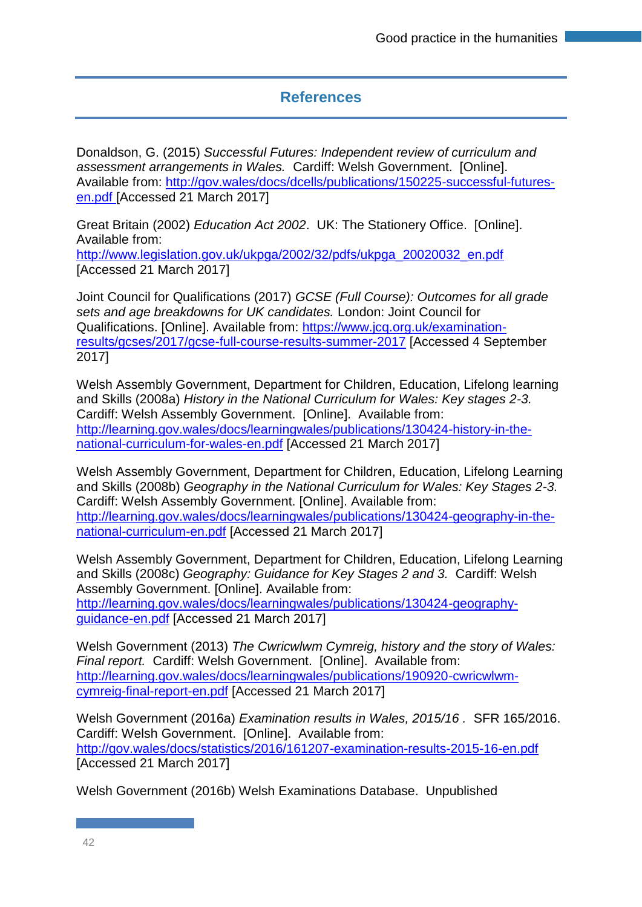## References

Donaldson, G. (2015) *Successful Futures: Independent review of curriculum and assessment arrangements in Wales.* Cardiff: Welsh Government. [Online]. Available from: http://gov.wales/docs/dcells/publications/150225-successful-futures-en.pdf [Accessed 21 March 2017]

Great Britain (2002) *Education Act 2002*. UK: The Stationery Office. [Online]. Available from: http://www.legislation.gov.uk/ukpga/2002/32/pdfs/ukpga_20020032_en.pdf [Accessed 21 March 2017]

Joint Council for Qualifications (2017) *GCSE (Full Course): Outcomes for all grade sets and age breakdowns for UK candidates.* London: Joint Council for Qualifications. [Online]. Available from: https://www.jcq.org.uk/examination-results/gcses/2017/gcse-full-course-results-summer-2017 [Accessed 4 September 2017]

Welsh Assembly Government, Department for Children, Education, Lifelong learning and Skills (2008a) *History in the National Curriculum for Wales: Key stages 2-3.* Cardiff: Welsh Assembly Government. [Online]. Available from: http://learning.gov.wales/docs/learningwales/publications/130424-history-in-the-national-curriculum-for-wales-en.pdf [Accessed 21 March 2017]

Welsh Assembly Government, Department for Children, Education, Lifelong Learning and Skills (2008b) *Geography in the National Curriculum for Wales: Key Stages 2-3.* Cardiff: Welsh Assembly Government. [Online]. Available from: http://learning.gov.wales/docs/learningwales/publications/130424-geography-in-the-national-curriculum-en.pdf [Accessed 21 March 2017]

Welsh Assembly Government, Department for Children, Education, Lifelong Learning and Skills (2008c) *Geography: Guidance for Key Stages 2 and 3.* Cardiff: Welsh Assembly Government. [Online]. Available from: http://learning.gov.wales/docs/learningwales/publications/130424-geography-guidance-en.pdf [Accessed 21 March 2017]

Welsh Government (2013) *The Cwricwlwm Cymreig, history and the story of Wales: Final report.* Cardiff: Welsh Government. [Online]. Available from: http://learning.gov.wales/docs/learningwales/publications/190920-cwricwlwm-cymreig-final-report-en.pdf [Accessed 21 March 2017]

Welsh Government (2016a) *Examination results in Wales, 2015/16 .* SFR 165/2016. Cardiff: Welsh Government. [Online]. Available from: http://gov.wales/docs/statistics/2016/161207-examination-results-2015-16-en.pdf [Accessed 21 March 2017]

Welsh Government (2016b) Welsh Examinations Database. Unpublished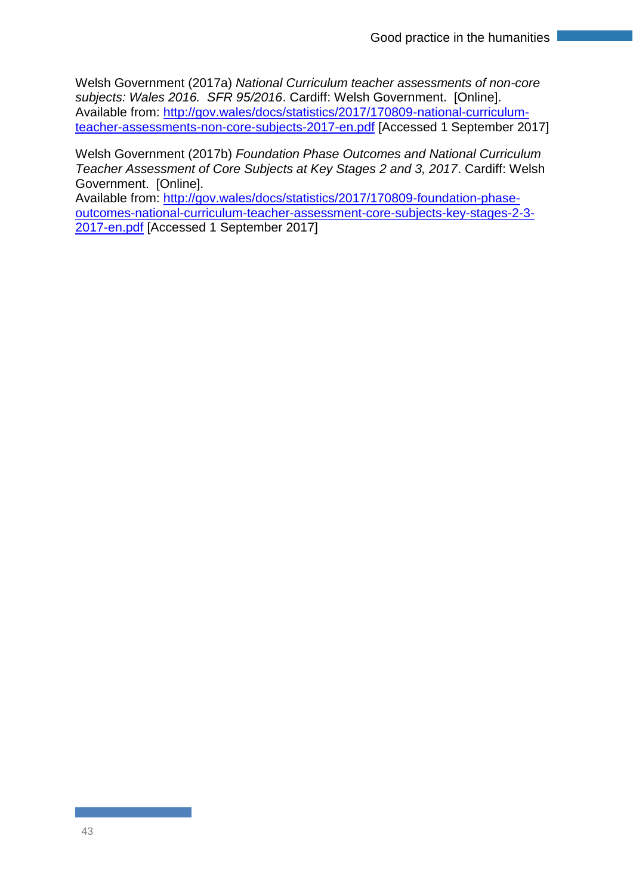Welsh Government (2017a) *National Curriculum teacher assessments of non-core subjects: Wales 2016. SFR 95/2016*. Cardiff: Welsh Government. [Online]. Available from: [http://gov.wales/docs/statistics/2017/170809-national-curriculum-teacher-assessments-non-core-subjects-2017-en.pdf](http://gov.wales/docs/statistics/2017/170809-national-curriculum-teacher-assessments-non-core-subjects-2017-en.pdf) [Accessed 1 September 2017]

Welsh Government (2017b) *Foundation Phase Outcomes and National Curriculum Teacher Assessment of Core Subjects at Key Stages 2 and 3, 2017*. Cardiff: Welsh Government. [Online].
Available from: [http://gov.wales/docs/statistics/2017/170809-foundation-phase-outcomes-national-curriculum-teacher-assessment-core-subjects-key-stages-2-3-2017-en.pdf](http://gov.wales/docs/statistics/2017/170809-foundation-phase-outcomes-national-curriculum-teacher-assessment-core-subjects-key-stages-2-3-2017-en.pdf) [Accessed 1 September 2017]